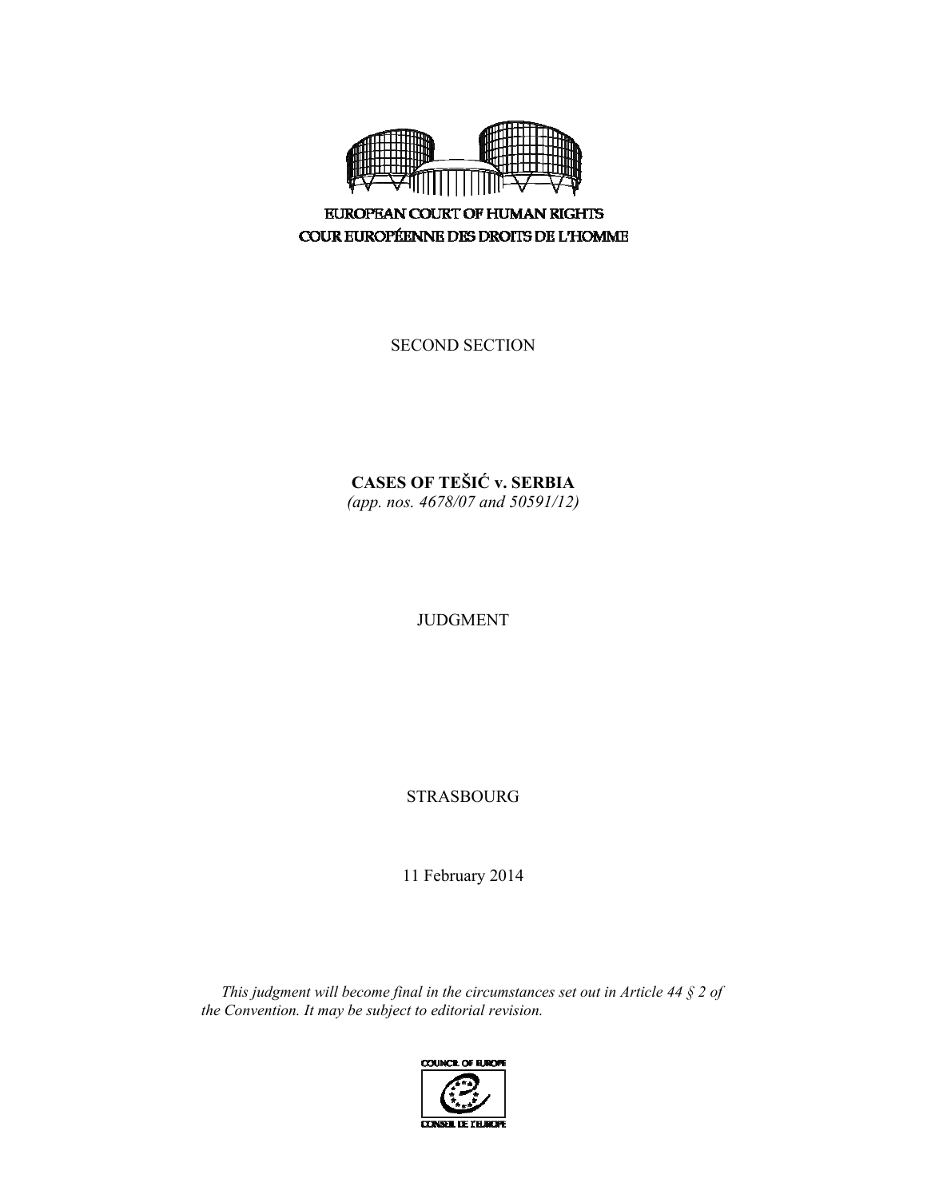EUROPEAN COURT OF HUMAN RIGHTS
COUR EUROPÉENNE DES DROITS DE L'HOMME

SECOND SECTION

**CASES OF TEŠIĆ v. SERBIA**
*(app. nos. 4678/07 and 50591/12)*

JUDGMENT

STRASBOURG

11 February 2014

*This judgment will become final in the circumstances set out in Article 44 § 2 of the Convention. It may be subject to editorial revision.*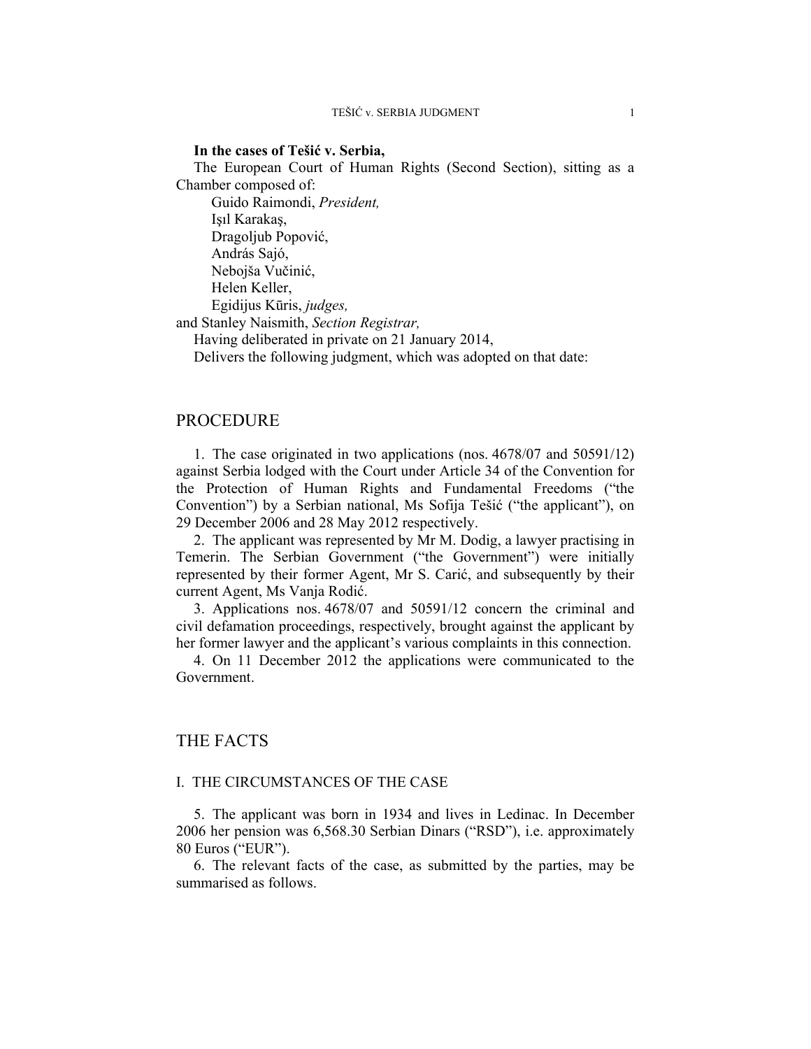**In the cases of Tešić v. Serbia,**

The European Court of Human Rights (Second Section), sitting as a Chamber composed of:

Guido Raimondi, *President,*
Işıl Karakaş,
Dragoljub Popović,
András Sajó,
Nebojša Vučinić,
Helen Keller,
Egidijus Kūris, *judges,*
and Stanley Naismith, *Section Registrar,*

Having deliberated in private on 21 January 2014,

Delivers the following judgment, which was adopted on that date:

# PROCEDURE

1. The case originated in two applications (nos. 4678/07 and 50591/12) against Serbia lodged with the Court under Article 34 of the Convention for the Protection of Human Rights and Fundamental Freedoms ("the Convention") by a Serbian national, Ms Sofija Tešić ("the applicant"), on 29 December 2006 and 28 May 2012 respectively.

2. The applicant was represented by Mr M. Dodig, a lawyer practising in Temerin. The Serbian Government ("the Government") were initially represented by their former Agent, Mr S. Carić, and subsequently by their current Agent, Ms Vanja Rodić.

3. Applications nos. 4678/07 and 50591/12 concern the criminal and civil defamation proceedings, respectively, brought against the applicant by her former lawyer and the applicant's various complaints in this connection.

4. On 11 December 2012 the applications were communicated to the Government.

# THE FACTS

## I. THE CIRCUMSTANCES OF THE CASE

5. The applicant was born in 1934 and lives in Ledinac. In December 2006 her pension was 6,568.30 Serbian Dinars ("RSD"), i.e. approximately 80 Euros ("EUR").

6. The relevant facts of the case, as submitted by the parties, may be summarised as follows.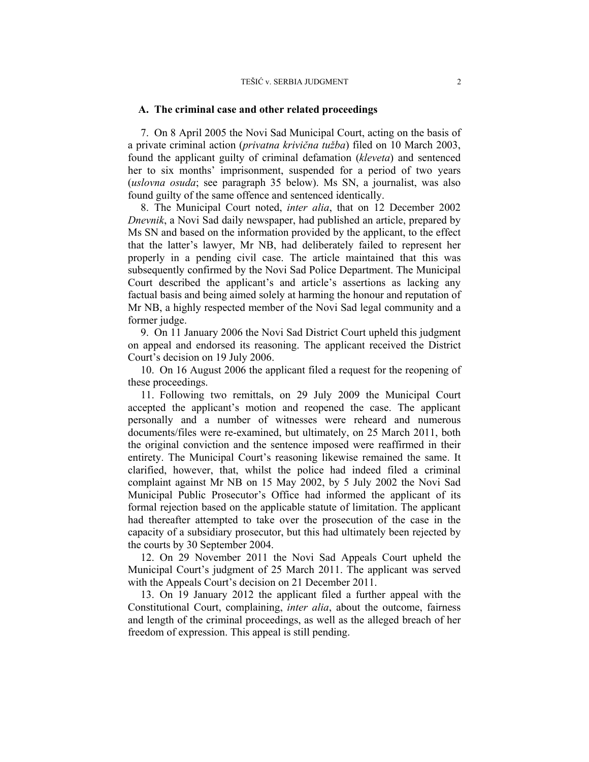### A. The criminal case and other related proceedings

7. On 8 April 2005 the Novi Sad Municipal Court, acting on the basis of a private criminal action (*privatna krivična tužba*) filed on 10 March 2003, found the applicant guilty of criminal defamation (*kleveta*) and sentenced her to six months' imprisonment, suspended for a period of two years (*uslovna osuda*; see paragraph 35 below). Ms SN, a journalist, was also found guilty of the same offence and sentenced identically.

8. The Municipal Court noted, *inter alia*, that on 12 December 2002 *Dnevnik*, a Novi Sad daily newspaper, had published an article, prepared by Ms SN and based on the information provided by the applicant, to the effect that the latter's lawyer, Mr NB, had deliberately failed to represent her properly in a pending civil case. The article maintained that this was subsequently confirmed by the Novi Sad Police Department. The Municipal Court described the applicant's and article's assertions as lacking any factual basis and being aimed solely at harming the honour and reputation of Mr NB, a highly respected member of the Novi Sad legal community and a former judge.

9. On 11 January 2006 the Novi Sad District Court upheld this judgment on appeal and endorsed its reasoning. The applicant received the District Court's decision on 19 July 2006.

10. On 16 August 2006 the applicant filed a request for the reopening of these proceedings.

11. Following two remittals, on 29 July 2009 the Municipal Court accepted the applicant's motion and reopened the case. The applicant personally and a number of witnesses were reheard and numerous documents/files were re-examined, but ultimately, on 25 March 2011, both the original conviction and the sentence imposed were reaffirmed in their entirety. The Municipal Court's reasoning likewise remained the same. It clarified, however, that, whilst the police had indeed filed a criminal complaint against Mr NB on 15 May 2002, by 5 July 2002 the Novi Sad Municipal Public Prosecutor's Office had informed the applicant of its formal rejection based on the applicable statute of limitation. The applicant had thereafter attempted to take over the prosecution of the case in the capacity of a subsidiary prosecutor, but this had ultimately been rejected by the courts by 30 September 2004.

12. On 29 November 2011 the Novi Sad Appeals Court upheld the Municipal Court's judgment of 25 March 2011. The applicant was served with the Appeals Court's decision on 21 December 2011.

13. On 19 January 2012 the applicant filed a further appeal with the Constitutional Court, complaining, *inter alia*, about the outcome, fairness and length of the criminal proceedings, as well as the alleged breach of her freedom of expression. This appeal is still pending.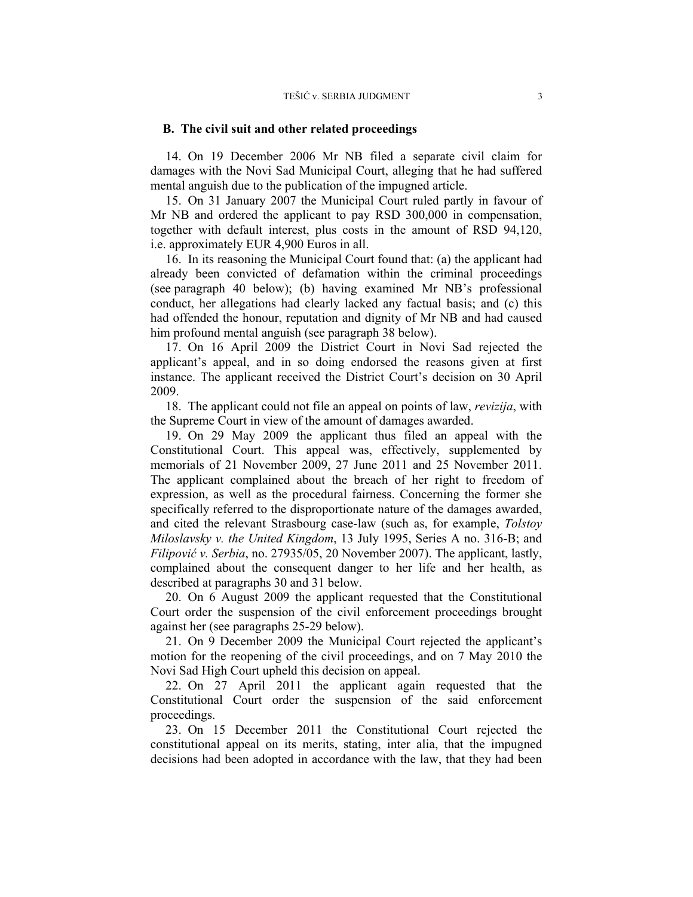## B. The civil suit and other related proceedings

14. On 19 December 2006 Mr NB filed a separate civil claim for damages with the Novi Sad Municipal Court, alleging that he had suffered mental anguish due to the publication of the impugned article.

15. On 31 January 2007 the Municipal Court ruled partly in favour of Mr NB and ordered the applicant to pay RSD 300,000 in compensation, together with default interest, plus costs in the amount of RSD 94,120, i.e. approximately EUR 4,900 Euros in all.

16. In its reasoning the Municipal Court found that: (a) the applicant had already been convicted of defamation within the criminal proceedings (see paragraph 40 below); (b) having examined Mr NB's professional conduct, her allegations had clearly lacked any factual basis; and (c) this had offended the honour, reputation and dignity of Mr NB and had caused him profound mental anguish (see paragraph 38 below).

17. On 16 April 2009 the District Court in Novi Sad rejected the applicant's appeal, and in so doing endorsed the reasons given at first instance. The applicant received the District Court's decision on 30 April 2009.

18. The applicant could not file an appeal on points of law, *revizija*, with the Supreme Court in view of the amount of damages awarded.

19. On 29 May 2009 the applicant thus filed an appeal with the Constitutional Court. This appeal was, effectively, supplemented by memorials of 21 November 2009, 27 June 2011 and 25 November 2011. The applicant complained about the breach of her right to freedom of expression, as well as the procedural fairness. Concerning the former she specifically referred to the disproportionate nature of the damages awarded, and cited the relevant Strasbourg case-law (such as, for example, *Tolstoy Miloslavsky v. the United Kingdom*, 13 July 1995, Series A no. 316-B; and *Filipović v. Serbia*, no. 27935/05, 20 November 2007). The applicant, lastly, complained about the consequent danger to her life and her health, as described at paragraphs 30 and 31 below.

20. On 6 August 2009 the applicant requested that the Constitutional Court order the suspension of the civil enforcement proceedings brought against her (see paragraphs 25-29 below).

21. On 9 December 2009 the Municipal Court rejected the applicant's motion for the reopening of the civil proceedings, and on 7 May 2010 the Novi Sad High Court upheld this decision on appeal.

22. On 27 April 2011 the applicant again requested that the Constitutional Court order the suspension of the said enforcement proceedings.

23. On 15 December 2011 the Constitutional Court rejected the constitutional appeal on its merits, stating, inter alia, that the impugned decisions had been adopted in accordance with the law, that they had been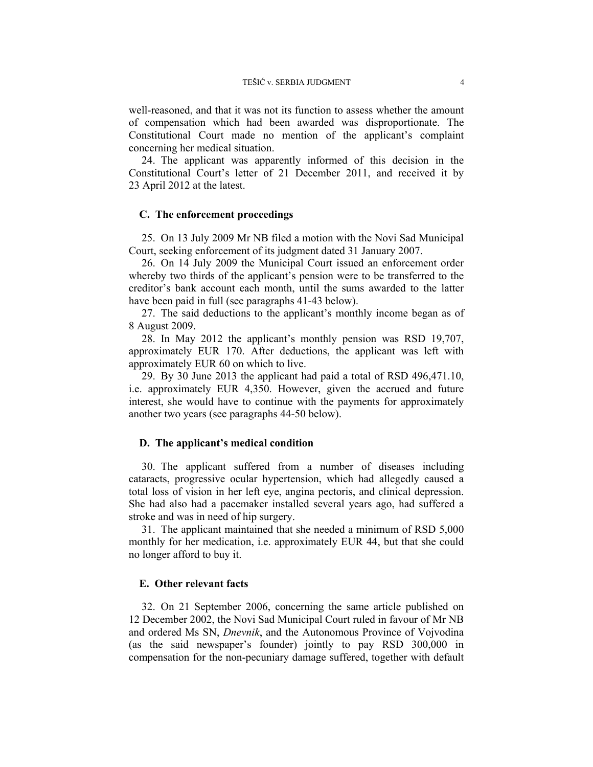well-reasoned, and that it was not its function to assess whether the amount of compensation which had been awarded was disproportionate. The Constitutional Court made no mention of the applicant's complaint concerning her medical situation.

24. The applicant was apparently informed of this decision in the Constitutional Court's letter of 21 December 2011, and received it by 23 April 2012 at the latest.

### C. The enforcement proceedings

25. On 13 July 2009 Mr NB filed a motion with the Novi Sad Municipal Court, seeking enforcement of its judgment dated 31 January 2007.

26. On 14 July 2009 the Municipal Court issued an enforcement order whereby two thirds of the applicant's pension were to be transferred to the creditor's bank account each month, until the sums awarded to the latter have been paid in full (see paragraphs 41-43 below).

27. The said deductions to the applicant's monthly income began as of 8 August 2009.

28. In May 2012 the applicant's monthly pension was RSD 19,707, approximately EUR 170. After deductions, the applicant was left with approximately EUR 60 on which to live.

29. By 30 June 2013 the applicant had paid a total of RSD 496,471.10, i.e. approximately EUR 4,350. However, given the accrued and future interest, she would have to continue with the payments for approximately another two years (see paragraphs 44-50 below).

### D. The applicant's medical condition

30. The applicant suffered from a number of diseases including cataracts, progressive ocular hypertension, which had allegedly caused a total loss of vision in her left eye, angina pectoris, and clinical depression. She had also had a pacemaker installed several years ago, had suffered a stroke and was in need of hip surgery.

31. The applicant maintained that she needed a minimum of RSD 5,000 monthly for her medication, i.e. approximately EUR 44, but that she could no longer afford to buy it.

### E. Other relevant facts

32. On 21 September 2006, concerning the same article published on 12 December 2002, the Novi Sad Municipal Court ruled in favour of Mr NB and ordered Ms SN, *Dnevnik*, and the Autonomous Province of Vojvodina (as the said newspaper's founder) jointly to pay RSD 300,000 in compensation for the non-pecuniary damage suffered, together with default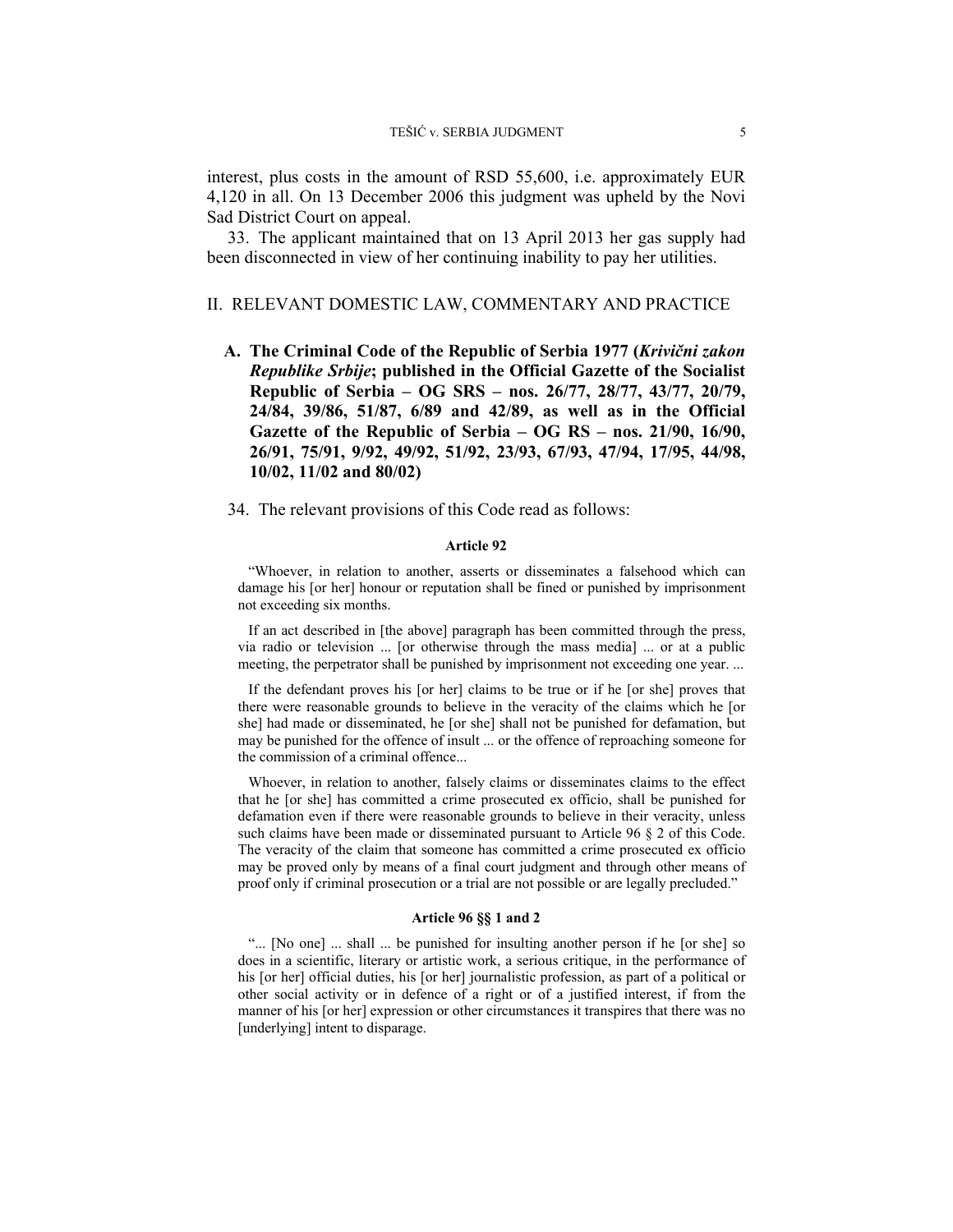interest, plus costs in the amount of RSD 55,600, i.e. approximately EUR 4,120 in all. On 13 December 2006 this judgment was upheld by the Novi Sad District Court on appeal.

33. The applicant maintained that on 13 April 2013 her gas supply had been disconnected in view of her continuing inability to pay her utilities.

## II. RELEVANT DOMESTIC LAW, COMMENTARY AND PRACTICE

### A. The Criminal Code of the Republic of Serbia 1977 (*Krivični zakon Republike Srbije*; published in the Official Gazette of the Socialist Republic of Serbia – OG SRS – nos. 26/77, 28/77, 43/77, 20/79, 24/84, 39/86, 51/87, 6/89 and 42/89, as well as in the Official Gazette of the Republic of Serbia – OG RS – nos. 21/90, 16/90, 26/91, 75/91, 9/92, 49/92, 51/92, 23/93, 67/93, 47/94, 17/95, 44/98, 10/02, 11/02 and 80/02)

34. The relevant provisions of this Code read as follows:

**Article 92**

"Whoever, in relation to another, asserts or disseminates a falsehood which can damage his [or her] honour or reputation shall be fined or punished by imprisonment not exceeding six months.

If an act described in [the above] paragraph has been committed through the press, via radio or television ... [or otherwise through the mass media] ... or at a public meeting, the perpetrator shall be punished by imprisonment not exceeding one year. ...

If the defendant proves his [or her] claims to be true or if he [or she] proves that there were reasonable grounds to believe in the veracity of the claims which he [or she] had made or disseminated, he [or she] shall not be punished for defamation, but may be punished for the offence of insult ... or the offence of reproaching someone for the commission of a criminal offence...

Whoever, in relation to another, falsely claims or disseminates claims to the effect that he [or she] has committed a crime prosecuted ex officio, shall be punished for defamation even if there were reasonable grounds to believe in their veracity, unless such claims have been made or disseminated pursuant to Article 96 § 2 of this Code. The veracity of the claim that someone has committed a crime prosecuted ex officio may be proved only by means of a final court judgment and through other means of proof only if criminal prosecution or a trial are not possible or are legally precluded."

**Article 96 §§ 1 and 2**

"... [No one] ... shall ... be punished for insulting another person if he [or she] so does in a scientific, literary or artistic work, a serious critique, in the performance of his [or her] official duties, his [or her] journalistic profession, as part of a political or other social activity or in defence of a right or of a justified interest, if from the manner of his [or her] expression or other circumstances it transpires that there was no [underlying] intent to disparage.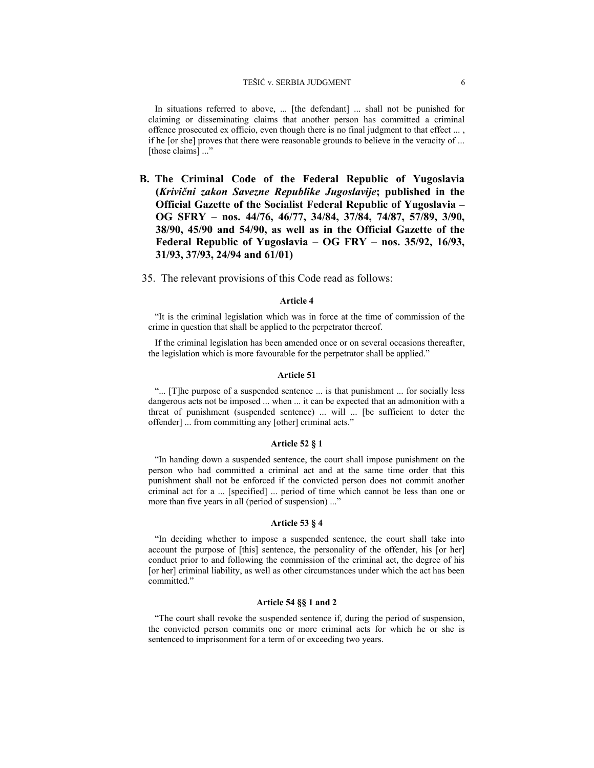In situations referred to above, ... [the defendant] ... shall not be punished for claiming or disseminating claims that another person has committed a criminal offence prosecuted ex officio, even though there is no final judgment to that effect ... , if he [or she] proves that there were reasonable grounds to believe in the veracity of ... [those claims] ...”

## B. The Criminal Code of the Federal Republic of Yugoslavia (*Krivični zakon Savezne Republike Jugoslavije*; published in the Official Gazette of the Socialist Federal Republic of Yugoslavia – OG SFRY – nos. 44/76, 46/77, 34/84, 37/84, 74/87, 57/89, 3/90, 38/90, 45/90 and 54/90, as well as in the Official Gazette of the Federal Republic of Yugoslavia – OG FRY – nos. 35/92, 16/93, 31/93, 37/93, 24/94 and 61/01)

35. The relevant provisions of this Code read as follows:

**Article 4**

“It is the criminal legislation which was in force at the time of commission of the crime in question that shall be applied to the perpetrator thereof.

If the criminal legislation has been amended once or on several occasions thereafter, the legislation which is more favourable for the perpetrator shall be applied.”

**Article 51**

“... [T]he purpose of a suspended sentence ... is that punishment ... for socially less dangerous acts not be imposed ... when ... it can be expected that an admonition with a threat of punishment (suspended sentence) ... will ... [be sufficient to deter the offender] ... from committing any [other] criminal acts.”

**Article 52 § 1**

“In handing down a suspended sentence, the court shall impose punishment on the person who had committed a criminal act and at the same time order that this punishment shall not be enforced if the convicted person does not commit another criminal act for a ... [specified] ... period of time which cannot be less than one or more than five years in all (period of suspension) ...”

**Article 53 § 4**

“In deciding whether to impose a suspended sentence, the court shall take into account the purpose of [this] sentence, the personality of the offender, his [or her] conduct prior to and following the commission of the criminal act, the degree of his [or her] criminal liability, as well as other circumstances under which the act has been committed.”

**Article 54 §§ 1 and 2**

“The court shall revoke the suspended sentence if, during the period of suspension, the convicted person commits one or more criminal acts for which he or she is sentenced to imprisonment for a term of or exceeding two years.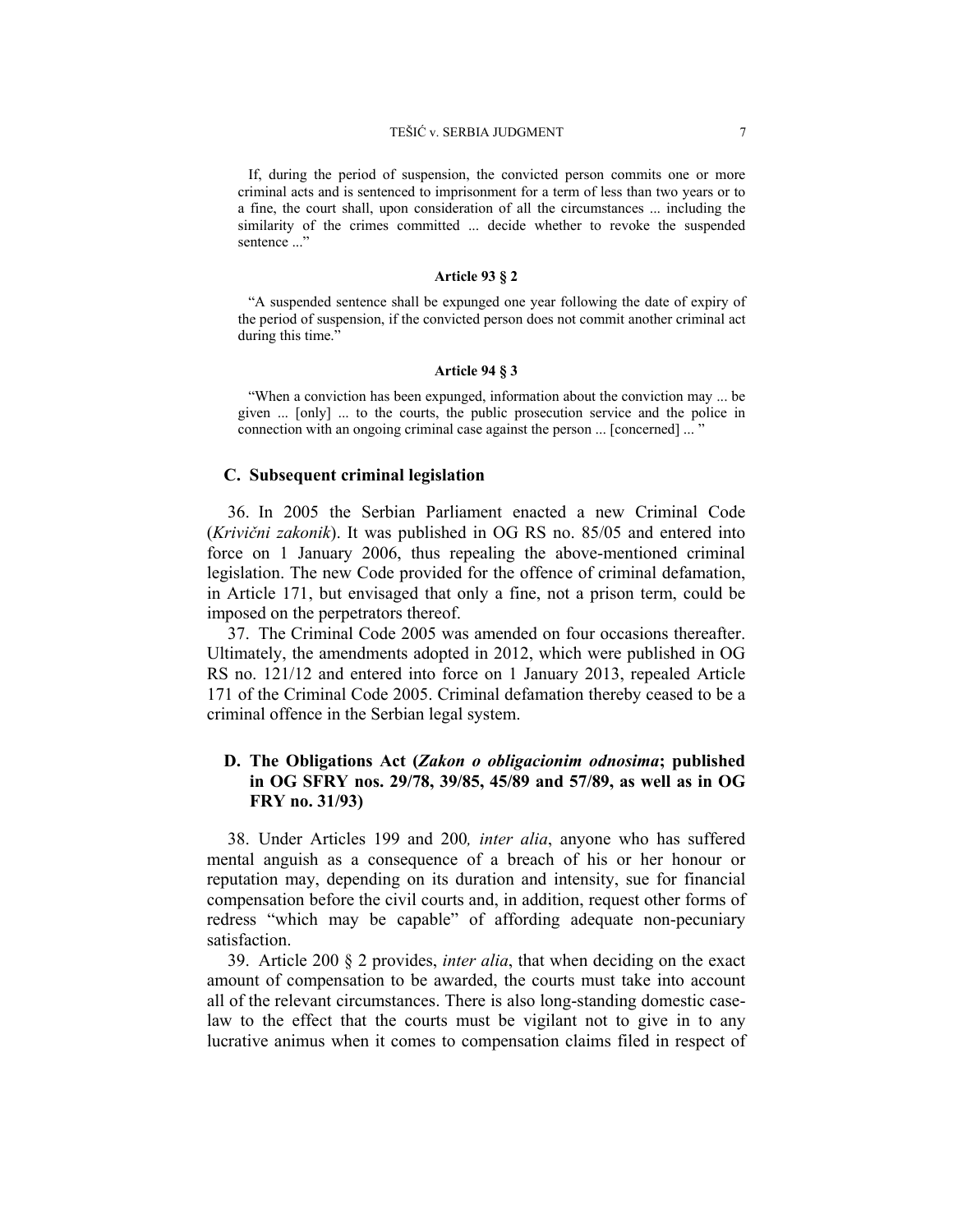> If, during the period of suspension, the convicted person commits one or more criminal acts and is sentenced to imprisonment for a term of less than two years or to a fine, the court shall, upon consideration of all the circumstances ... including the similarity of the crimes committed ... decide whether to revoke the suspended sentence ..."

**Article 93 § 2**

> "A suspended sentence shall be expunged one year following the date of expiry of the period of suspension, if the convicted person does not commit another criminal act during this time."

**Article 94 § 3**

> "When a conviction has been expunged, information about the conviction may ... be given ... [only] ... to the courts, the public prosecution service and the police in connection with an ongoing criminal case against the person ... [concerned] ... "

### C. Subsequent criminal legislation

36. In 2005 the Serbian Parliament enacted a new Criminal Code (*Krivični zakonik*). It was published in OG RS no. 85/05 and entered into force on 1 January 2006, thus repealing the above-mentioned criminal legislation. The new Code provided for the offence of criminal defamation, in Article 171, but envisaged that only a fine, not a prison term, could be imposed on the perpetrators thereof.

37. The Criminal Code 2005 was amended on four occasions thereafter. Ultimately, the amendments adopted in 2012, which were published in OG RS no. 121/12 and entered into force on 1 January 2013, repealed Article 171 of the Criminal Code 2005. Criminal defamation thereby ceased to be a criminal offence in the Serbian legal system.

### D. The Obligations Act (*Zakon o obligacionim odnosima*; published in OG SFRY nos. 29/78, 39/85, 45/89 and 57/89, as well as in OG FRY no. 31/93)

38. Under Articles 199 and 200*, inter alia*, anyone who has suffered mental anguish as a consequence of a breach of his or her honour or reputation may, depending on its duration and intensity, sue for financial compensation before the civil courts and, in addition, request other forms of redress "which may be capable" of affording adequate non-pecuniary satisfaction.

39. Article 200 § 2 provides, *inter alia*, that when deciding on the exact amount of compensation to be awarded, the courts must take into account all of the relevant circumstances. There is also long-standing domestic case-law to the effect that the courts must be vigilant not to give in to any lucrative animus when it comes to compensation claims filed in respect of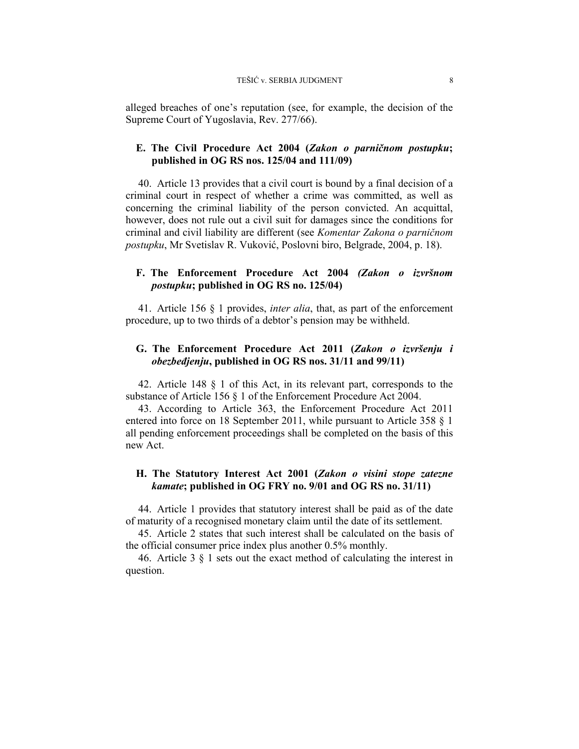alleged breaches of one's reputation (see, for example, the decision of the Supreme Court of Yugoslavia, Rev. 277/66).

### E. The Civil Procedure Act 2004 (*Zakon o parničnom postupku*; published in OG RS nos. 125/04 and 111/09)

40. Article 13 provides that a civil court is bound by a final decision of a criminal court in respect of whether a crime was committed, as well as concerning the criminal liability of the person convicted. An acquittal, however, does not rule out a civil suit for damages since the conditions for criminal and civil liability are different (see *Komentar Zakona o parničnom postupku*, Mr Svetislav R. Vuković, Poslovni biro, Belgrade, 2004, p. 18).

### F. The Enforcement Procedure Act 2004 *(Zakon o izvršnom postupku*; published in OG RS no. 125/04)

41. Article 156 § 1 provides, *inter alia*, that, as part of the enforcement procedure, up to two thirds of a debtor's pension may be withheld.

### G. The Enforcement Procedure Act 2011 (*Zakon o izvršenju i obezbeđenju*, published in OG RS nos. 31/11 and 99/11)

42. Article 148 § 1 of this Act, in its relevant part, corresponds to the substance of Article 156 § 1 of the Enforcement Procedure Act 2004.

43. According to Article 363, the Enforcement Procedure Act 2011 entered into force on 18 September 2011, while pursuant to Article 358 § 1 all pending enforcement proceedings shall be completed on the basis of this new Act.

### H. The Statutory Interest Act 2001 (*Zakon o visini stope zatezne kamate*; published in OG FRY no. 9/01 and OG RS no. 31/11)

44. Article 1 provides that statutory interest shall be paid as of the date of maturity of a recognised monetary claim until the date of its settlement.

45. Article 2 states that such interest shall be calculated on the basis of the official consumer price index plus another 0.5% monthly.

46. Article 3 § 1 sets out the exact method of calculating the interest in question.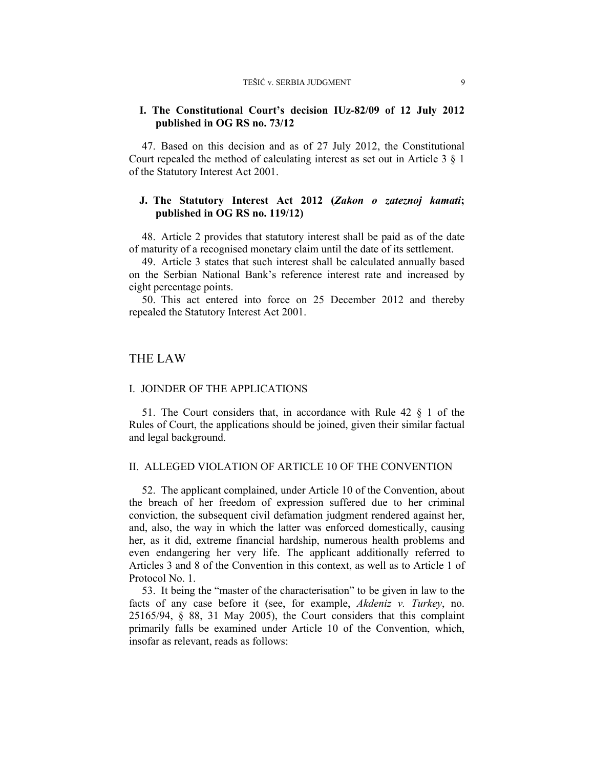### I. The Constitutional Court's decision IUz-82/09 of 12 July 2012 published in OG RS no. 73/12

47. Based on this decision and as of 27 July 2012, the Constitutional Court repealed the method of calculating interest as set out in Article 3 § 1 of the Statutory Interest Act 2001.

### J. The Statutory Interest Act 2012 (*Zakon o zateznoj kamati*; published in OG RS no. 119/12)

48. Article 2 provides that statutory interest shall be paid as of the date of maturity of a recognised monetary claim until the date of its settlement.

49. Article 3 states that such interest shall be calculated annually based on the Serbian National Bank's reference interest rate and increased by eight percentage points.

50. This act entered into force on 25 December 2012 and thereby repealed the Statutory Interest Act 2001.

# THE LAW

## I. JOINDER OF THE APPLICATIONS

51. The Court considers that, in accordance with Rule 42 § 1 of the Rules of Court, the applications should be joined, given their similar factual and legal background.

## II. ALLEGED VIOLATION OF ARTICLE 10 OF THE CONVENTION

52. The applicant complained, under Article 10 of the Convention, about the breach of her freedom of expression suffered due to her criminal conviction, the subsequent civil defamation judgment rendered against her, and, also, the way in which the latter was enforced domestically, causing her, as it did, extreme financial hardship, numerous health problems and even endangering her very life. The applicant additionally referred to Articles 3 and 8 of the Convention in this context, as well as to Article 1 of Protocol No. 1.

53. It being the "master of the characterisation" to be given in law to the facts of any case before it (see, for example, *Akdeniz v. Turkey*, no. 25165/94, § 88, 31 May 2005), the Court considers that this complaint primarily falls be examined under Article 10 of the Convention, which, insofar as relevant, reads as follows: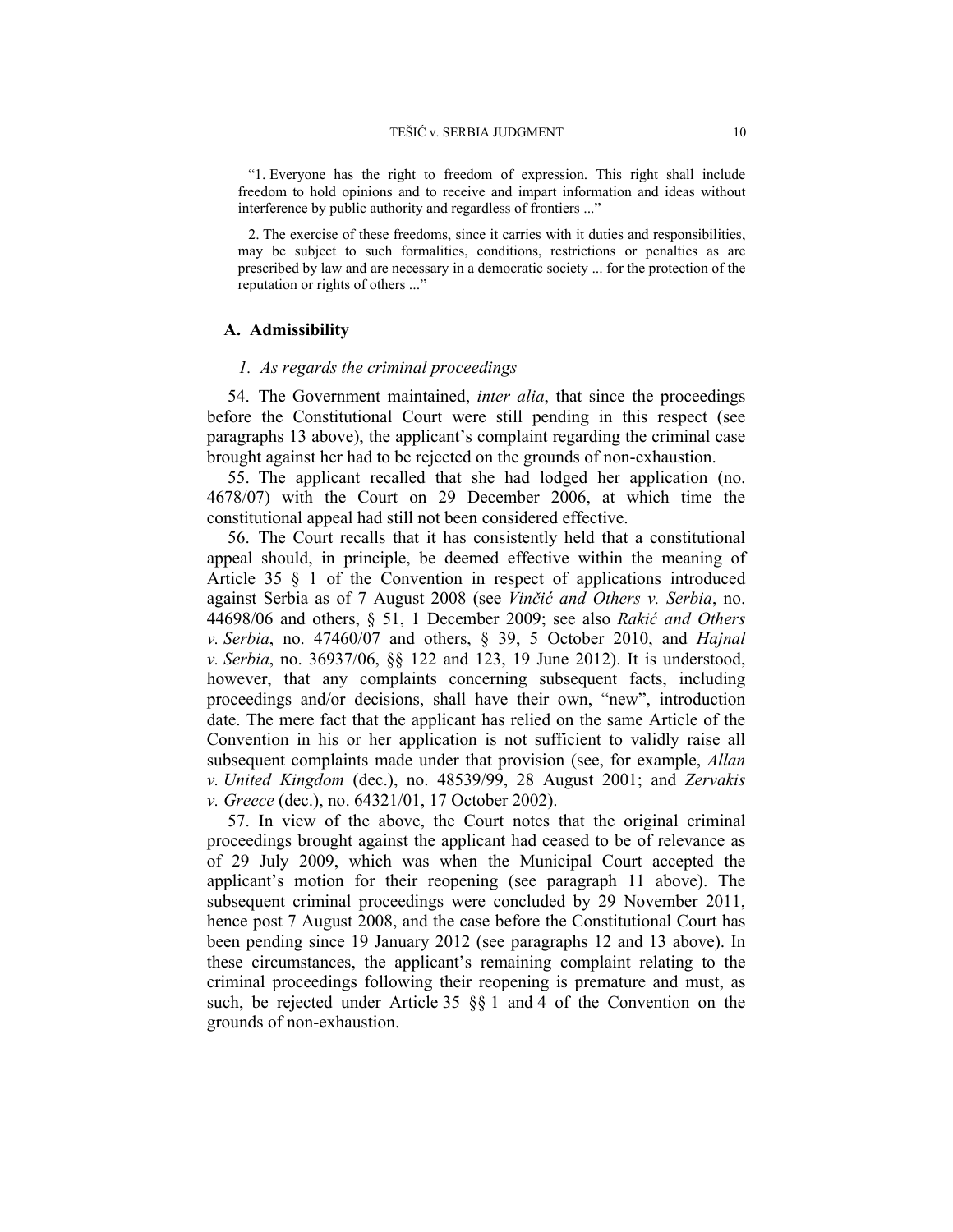> "1. Everyone has the right to freedom of expression. This right shall include freedom to hold opinions and to receive and impart information and ideas without interference by public authority and regardless of frontiers ..."
>
> 2. The exercise of these freedoms, since it carries with it duties and responsibilities, may be subject to such formalities, conditions, restrictions or penalties as are prescribed by law and are necessary in a democratic society ... for the protection of the reputation or rights of others ..."

## A. Admissibility

### *1. As regards the criminal proceedings*

54. The Government maintained, *inter alia*, that since the proceedings before the Constitutional Court were still pending in this respect (see paragraphs 13 above), the applicant's complaint regarding the criminal case brought against her had to be rejected on the grounds of non-exhaustion.

55. The applicant recalled that she had lodged her application (no. 4678/07) with the Court on 29 December 2006, at which time the constitutional appeal had still not been considered effective.

56. The Court recalls that it has consistently held that a constitutional appeal should, in principle, be deemed effective within the meaning of Article 35 § 1 of the Convention in respect of applications introduced against Serbia as of 7 August 2008 (see *Vinčić and Others v. Serbia*, no. 44698/06 and others, § 51, 1 December 2009; see also *Rakić and Others v. Serbia*, no. 47460/07 and others, § 39, 5 October 2010, and *Hajnal v. Serbia*, no. 36937/06, §§ 122 and 123, 19 June 2012). It is understood, however, that any complaints concerning subsequent facts, including proceedings and/or decisions, shall have their own, "new", introduction date. The mere fact that the applicant has relied on the same Article of the Convention in his or her application is not sufficient to validly raise all subsequent complaints made under that provision (see, for example, *Allan v. United Kingdom* (dec.), no. 48539/99, 28 August 2001; and *Zervakis v. Greece* (dec.), no. 64321/01, 17 October 2002).

57. In view of the above, the Court notes that the original criminal proceedings brought against the applicant had ceased to be of relevance as of 29 July 2009, which was when the Municipal Court accepted the applicant's motion for their reopening (see paragraph 11 above). The subsequent criminal proceedings were concluded by 29 November 2011, hence post 7 August 2008, and the case before the Constitutional Court has been pending since 19 January 2012 (see paragraphs 12 and 13 above). In these circumstances, the applicant's remaining complaint relating to the criminal proceedings following their reopening is premature and must, as such, be rejected under Article 35 §§ 1 and 4 of the Convention on the grounds of non-exhaustion.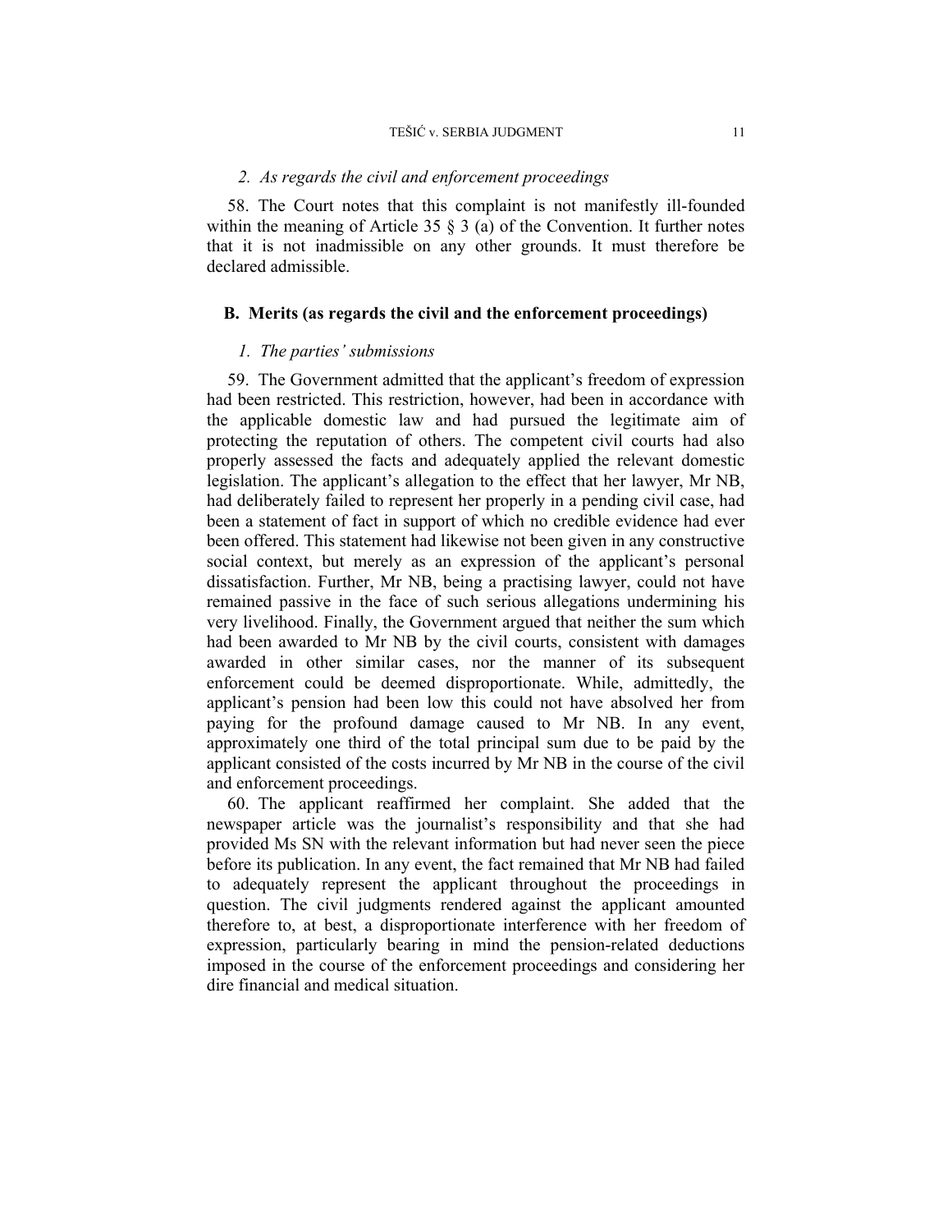### *2. As regards the civil and enforcement proceedings*

58. The Court notes that this complaint is not manifestly ill-founded within the meaning of Article 35 § 3 (a) of the Convention. It further notes that it is not inadmissible on any other grounds. It must therefore be declared admissible.

## B. Merits (as regards the civil and the enforcement proceedings)

### *1. The parties' submissions*

59. The Government admitted that the applicant's freedom of expression had been restricted. This restriction, however, had been in accordance with the applicable domestic law and had pursued the legitimate aim of protecting the reputation of others. The competent civil courts had also properly assessed the facts and adequately applied the relevant domestic legislation. The applicant's allegation to the effect that her lawyer, Mr NB, had deliberately failed to represent her properly in a pending civil case, had been a statement of fact in support of which no credible evidence had ever been offered. This statement had likewise not been given in any constructive social context, but merely as an expression of the applicant's personal dissatisfaction. Further, Mr NB, being a practising lawyer, could not have remained passive in the face of such serious allegations undermining his very livelihood. Finally, the Government argued that neither the sum which had been awarded to Mr NB by the civil courts, consistent with damages awarded in other similar cases, nor the manner of its subsequent enforcement could be deemed disproportionate. While, admittedly, the applicant's pension had been low this could not have absolved her from paying for the profound damage caused to Mr NB. In any event, approximately one third of the total principal sum due to be paid by the applicant consisted of the costs incurred by Mr NB in the course of the civil and enforcement proceedings.

60. The applicant reaffirmed her complaint. She added that the newspaper article was the journalist's responsibility and that she had provided Ms SN with the relevant information but had never seen the piece before its publication. In any event, the fact remained that Mr NB had failed to adequately represent the applicant throughout the proceedings in question. The civil judgments rendered against the applicant amounted therefore to, at best, a disproportionate interference with her freedom of expression, particularly bearing in mind the pension-related deductions imposed in the course of the enforcement proceedings and considering her dire financial and medical situation.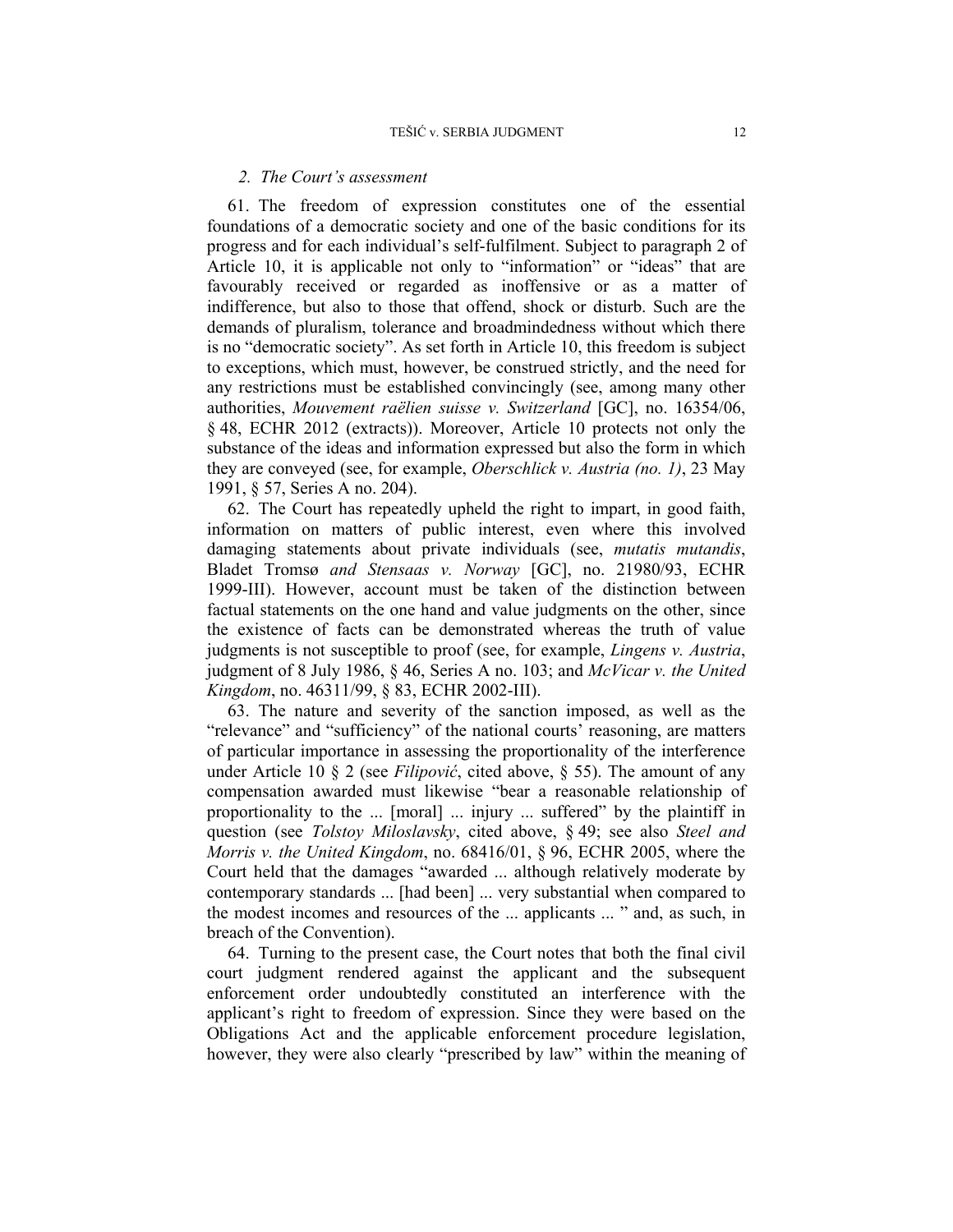*2. The Court's assessment*

61. The freedom of expression constitutes one of the essential foundations of a democratic society and one of the basic conditions for its progress and for each individual's self-fulfilment. Subject to paragraph 2 of Article 10, it is applicable not only to "information" or "ideas" that are favourably received or regarded as inoffensive or as a matter of indifference, but also to those that offend, shock or disturb. Such are the demands of pluralism, tolerance and broadmindedness without which there is no "democratic society". As set forth in Article 10, this freedom is subject to exceptions, which must, however, be construed strictly, and the need for any restrictions must be established convincingly (see, among many other authorities, *Mouvement raëlien suisse v. Switzerland* [GC], no. 16354/06, § 48, ECHR 2012 (extracts)). Moreover, Article 10 protects not only the substance of the ideas and information expressed but also the form in which they are conveyed (see, for example, *Oberschlick v. Austria (no. 1)*, 23 May 1991, § 57, Series A no. 204).

62. The Court has repeatedly upheld the right to impart, in good faith, information on matters of public interest, even where this involved damaging statements about private individuals (see, *mutatis mutandis*, Bladet Tromsø *and Stensaas v. Norway* [GC], no. 21980/93, ECHR 1999-III). However, account must be taken of the distinction between factual statements on the one hand and value judgments on the other, since the existence of facts can be demonstrated whereas the truth of value judgments is not susceptible to proof (see, for example, *Lingens v. Austria*, judgment of 8 July 1986, § 46, Series A no. 103; and *McVicar v. the United Kingdom*, no. 46311/99, § 83, ECHR 2002-III).

63. The nature and severity of the sanction imposed, as well as the "relevance" and "sufficiency" of the national courts' reasoning, are matters of particular importance in assessing the proportionality of the interference under Article 10 § 2 (see *Filipović*, cited above, § 55). The amount of any compensation awarded must likewise "bear a reasonable relationship of proportionality to the ... [moral] ... injury ... suffered" by the plaintiff in question (see *Tolstoy Miloslavsky*, cited above, § 49; see also *Steel and Morris v. the United Kingdom*, no. 68416/01, § 96, ECHR 2005, where the Court held that the damages "awarded ... although relatively moderate by contemporary standards ... [had been] ... very substantial when compared to the modest incomes and resources of the ... applicants ... " and, as such, in breach of the Convention).

64. Turning to the present case, the Court notes that both the final civil court judgment rendered against the applicant and the subsequent enforcement order undoubtedly constituted an interference with the applicant's right to freedom of expression. Since they were based on the Obligations Act and the applicable enforcement procedure legislation, however, they were also clearly "prescribed by law" within the meaning of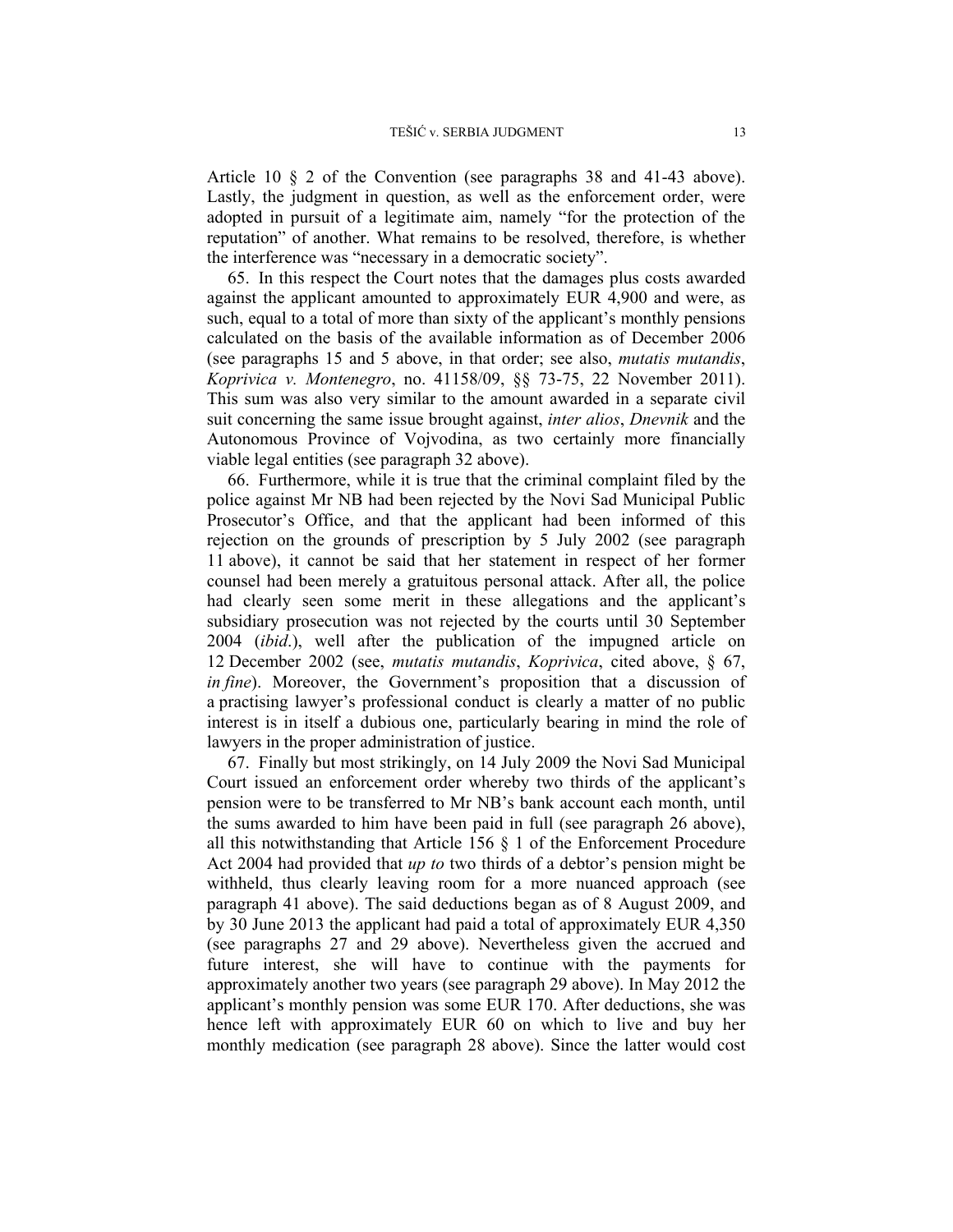Article 10 § 2 of the Convention (see paragraphs 38 and 41-43 above). Lastly, the judgment in question, as well as the enforcement order, were adopted in pursuit of a legitimate aim, namely "for the protection of the reputation" of another. What remains to be resolved, therefore, is whether the interference was "necessary in a democratic society".

65. In this respect the Court notes that the damages plus costs awarded against the applicant amounted to approximately EUR 4,900 and were, as such, equal to a total of more than sixty of the applicant's monthly pensions calculated on the basis of the available information as of December 2006 (see paragraphs 15 and 5 above, in that order; see also, *mutatis mutandis*, *Koprivica v. Montenegro*, no. 41158/09, §§ 73-75, 22 November 2011). This sum was also very similar to the amount awarded in a separate civil suit concerning the same issue brought against, *inter alios*, *Dnevnik* and the Autonomous Province of Vojvodina, as two certainly more financially viable legal entities (see paragraph 32 above).

66. Furthermore, while it is true that the criminal complaint filed by the police against Mr NB had been rejected by the Novi Sad Municipal Public Prosecutor's Office, and that the applicant had been informed of this rejection on the grounds of prescription by 5 July 2002 (see paragraph 11 above), it cannot be said that her statement in respect of her former counsel had been merely a gratuitous personal attack. After all, the police had clearly seen some merit in these allegations and the applicant's subsidiary prosecution was not rejected by the courts until 30 September 2004 (*ibid*.), well after the publication of the impugned article on 12 December 2002 (see, *mutatis mutandis*, *Koprivica*, cited above, § 67, *in fine*). Moreover, the Government's proposition that a discussion of a practising lawyer's professional conduct is clearly a matter of no public interest is in itself a dubious one, particularly bearing in mind the role of lawyers in the proper administration of justice.

67. Finally but most strikingly, on 14 July 2009 the Novi Sad Municipal Court issued an enforcement order whereby two thirds of the applicant's pension were to be transferred to Mr NB's bank account each month, until the sums awarded to him have been paid in full (see paragraph 26 above), all this notwithstanding that Article 156 § 1 of the Enforcement Procedure Act 2004 had provided that *up to* two thirds of a debtor's pension might be withheld, thus clearly leaving room for a more nuanced approach (see paragraph 41 above). The said deductions began as of 8 August 2009, and by 30 June 2013 the applicant had paid a total of approximately EUR 4,350 (see paragraphs 27 and 29 above). Nevertheless given the accrued and future interest, she will have to continue with the payments for approximately another two years (see paragraph 29 above). In May 2012 the applicant's monthly pension was some EUR 170. After deductions, she was hence left with approximately EUR 60 on which to live and buy her monthly medication (see paragraph 28 above). Since the latter would cost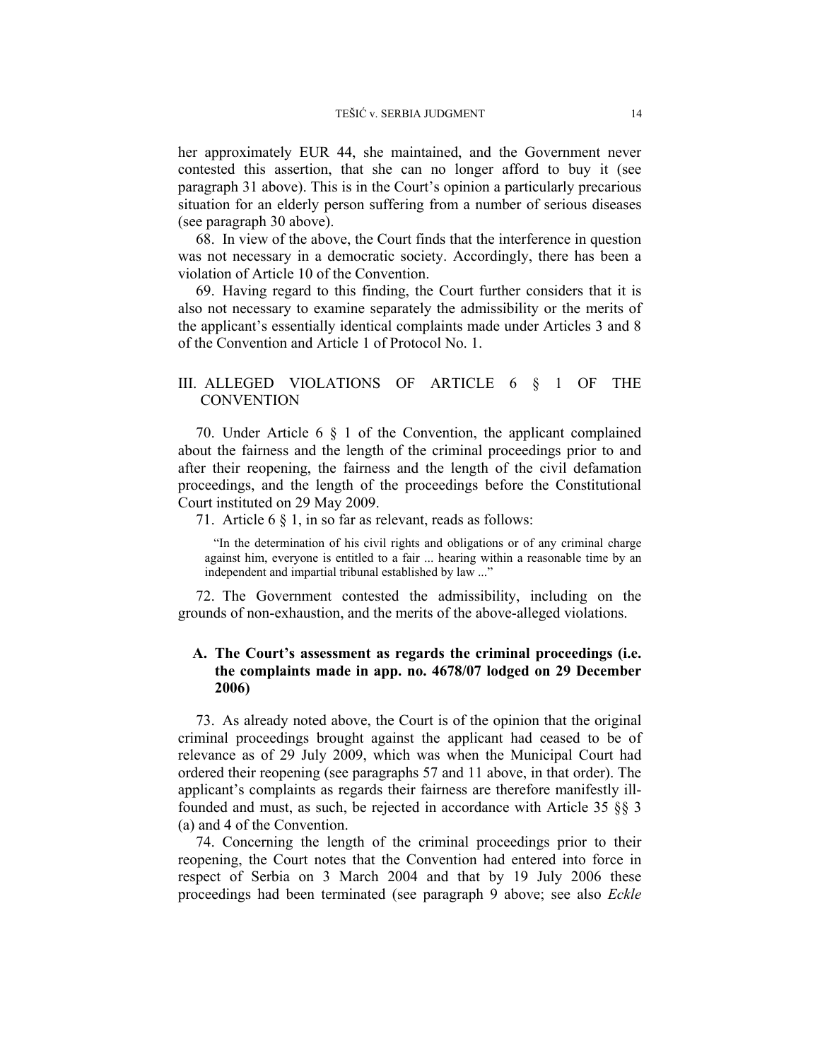her approximately EUR 44, she maintained, and the Government never contested this assertion, that she can no longer afford to buy it (see paragraph 31 above). This is in the Court's opinion a particularly precarious situation for an elderly person suffering from a number of serious diseases (see paragraph 30 above).

68. In view of the above, the Court finds that the interference in question was not necessary in a democratic society. Accordingly, there has been a violation of Article 10 of the Convention.

69. Having regard to this finding, the Court further considers that it is also not necessary to examine separately the admissibility or the merits of the applicant's essentially identical complaints made under Articles 3 and 8 of the Convention and Article 1 of Protocol No. 1.

## III. ALLEGED VIOLATIONS OF ARTICLE 6 § 1 OF THE CONVENTION

70. Under Article 6 § 1 of the Convention, the applicant complained about the fairness and the length of the criminal proceedings prior to and after their reopening, the fairness and the length of the civil defamation proceedings, and the length of the proceedings before the Constitutional Court instituted on 29 May 2009.

71. Article 6 § 1, in so far as relevant, reads as follows:

> "In the determination of his civil rights and obligations or of any criminal charge against him, everyone is entitled to a fair ... hearing within a reasonable time by an independent and impartial tribunal established by law ..."

72. The Government contested the admissibility, including on the grounds of non-exhaustion, and the merits of the above-alleged violations.

### A. The Court's assessment as regards the criminal proceedings (i.e. the complaints made in app. no. 4678/07 lodged on 29 December 2006)

73. As already noted above, the Court is of the opinion that the original criminal proceedings brought against the applicant had ceased to be of relevance as of 29 July 2009, which was when the Municipal Court had ordered their reopening (see paragraphs 57 and 11 above, in that order). The applicant's complaints as regards their fairness are therefore manifestly ill-founded and must, as such, be rejected in accordance with Article 35 §§ 3 (a) and 4 of the Convention.

74. Concerning the length of the criminal proceedings prior to their reopening, the Court notes that the Convention had entered into force in respect of Serbia on 3 March 2004 and that by 19 July 2006 these proceedings had been terminated (see paragraph 9 above; see also *Eckle*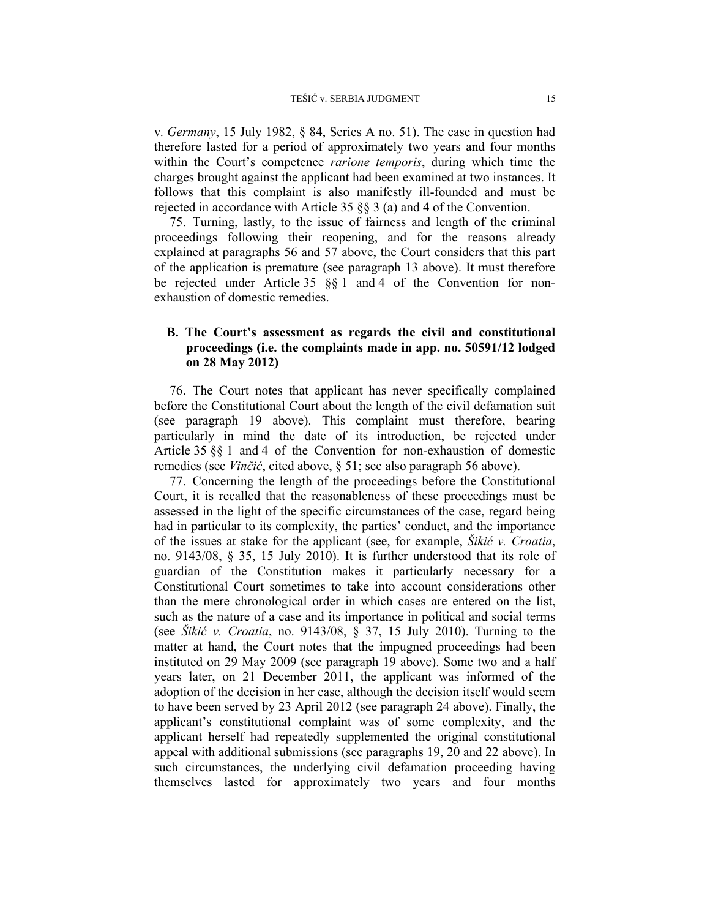v. *Germany*, 15 July 1982, § 84, Series A no. 51). The case in question had therefore lasted for a period of approximately two years and four months within the Court's competence *rarione temporis*, during which time the charges brought against the applicant had been examined at two instances. It follows that this complaint is also manifestly ill-founded and must be rejected in accordance with Article 35 §§ 3 (a) and 4 of the Convention.

75. Turning, lastly, to the issue of fairness and length of the criminal proceedings following their reopening, and for the reasons already explained at paragraphs 56 and 57 above, the Court considers that this part of the application is premature (see paragraph 13 above). It must therefore be rejected under Article 35 §§ 1 and 4 of the Convention for non-exhaustion of domestic remedies.

### B. The Court's assessment as regards the civil and constitutional proceedings (i.e. the complaints made in app. no. 50591/12 lodged on 28 May 2012)

76. The Court notes that applicant has never specifically complained before the Constitutional Court about the length of the civil defamation suit (see paragraph 19 above). This complaint must therefore, bearing particularly in mind the date of its introduction, be rejected under Article 35 §§ 1 and 4 of the Convention for non-exhaustion of domestic remedies (see *Vinčić*, cited above, § 51; see also paragraph 56 above).

77. Concerning the length of the proceedings before the Constitutional Court, it is recalled that the reasonableness of these proceedings must be assessed in the light of the specific circumstances of the case, regard being had in particular to its complexity, the parties' conduct, and the importance of the issues at stake for the applicant (see, for example, *Šikić v. Croatia*, no. 9143/08, § 35, 15 July 2010). It is further understood that its role of guardian of the Constitution makes it particularly necessary for a Constitutional Court sometimes to take into account considerations other than the mere chronological order in which cases are entered on the list, such as the nature of a case and its importance in political and social terms (see *Šikić v. Croatia*, no. 9143/08, § 37, 15 July 2010). Turning to the matter at hand, the Court notes that the impugned proceedings had been instituted on 29 May 2009 (see paragraph 19 above). Some two and a half years later, on 21 December 2011, the applicant was informed of the adoption of the decision in her case, although the decision itself would seem to have been served by 23 April 2012 (see paragraph 24 above). Finally, the applicant's constitutional complaint was of some complexity, and the applicant herself had repeatedly supplemented the original constitutional appeal with additional submissions (see paragraphs 19, 20 and 22 above). In such circumstances, the underlying civil defamation proceeding having themselves lasted for approximately two years and four months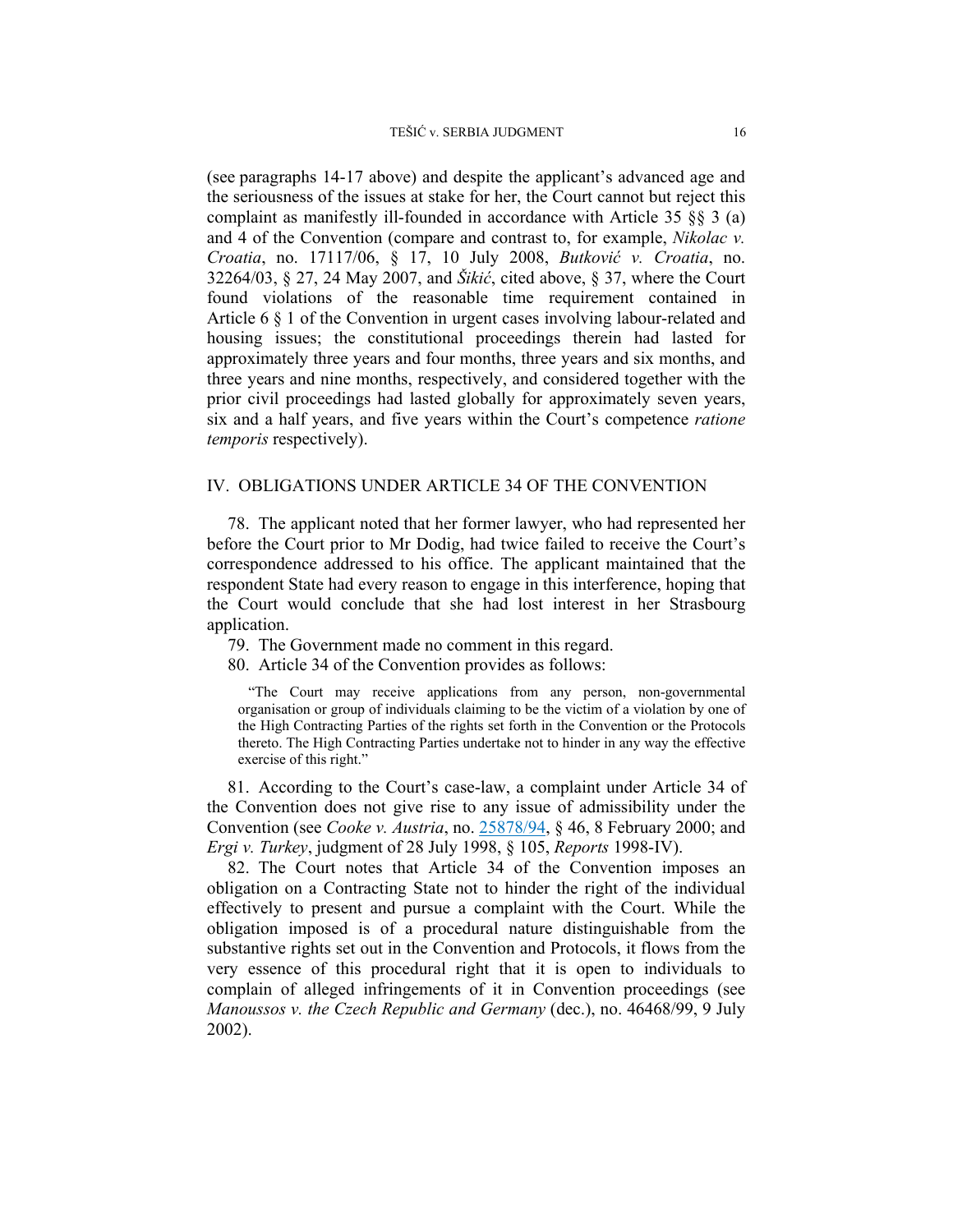(see paragraphs 14-17 above) and despite the applicant's advanced age and the seriousness of the issues at stake for her, the Court cannot but reject this complaint as manifestly ill-founded in accordance with Article 35 §§ 3 (a) and 4 of the Convention (compare and contrast to, for example, *Nikolac v. Croatia*, no. 17117/06, § 17, 10 July 2008, *Butković v. Croatia*, no. 32264/03, § 27, 24 May 2007, and *Šikić*, cited above, § 37, where the Court found violations of the reasonable time requirement contained in Article 6 § 1 of the Convention in urgent cases involving labour-related and housing issues; the constitutional proceedings therein had lasted for approximately three years and four months, three years and six months, and three years and nine months, respectively, and considered together with the prior civil proceedings had lasted globally for approximately seven years, six and a half years, and five years within the Court's competence *ratione temporis* respectively).

## IV. OBLIGATIONS UNDER ARTICLE 34 OF THE CONVENTION

78. The applicant noted that her former lawyer, who had represented her before the Court prior to Mr Dodig, had twice failed to receive the Court's correspondence addressed to his office. The applicant maintained that the respondent State had every reason to engage in this interference, hoping that the Court would conclude that she had lost interest in her Strasbourg application.

79. The Government made no comment in this regard.

80. Article 34 of the Convention provides as follows:

> "The Court may receive applications from any person, non-governmental organisation or group of individuals claiming to be the victim of a violation by one of the High Contracting Parties of the rights set forth in the Convention or the Protocols thereto. The High Contracting Parties undertake not to hinder in any way the effective exercise of this right."

81. According to the Court's case-law, a complaint under Article 34 of the Convention does not give rise to any issue of admissibility under the Convention (see *Cooke v. Austria*, no. 25878/94, § 46, 8 February 2000; and *Ergi v. Turkey*, judgment of 28 July 1998, § 105, *Reports* 1998-IV).

82. The Court notes that Article 34 of the Convention imposes an obligation on a Contracting State not to hinder the right of the individual effectively to present and pursue a complaint with the Court. While the obligation imposed is of a procedural nature distinguishable from the substantive rights set out in the Convention and Protocols, it flows from the very essence of this procedural right that it is open to individuals to complain of alleged infringements of it in Convention proceedings (see *Manoussos v. the Czech Republic and Germany* (dec.), no. 46468/99, 9 July 2002).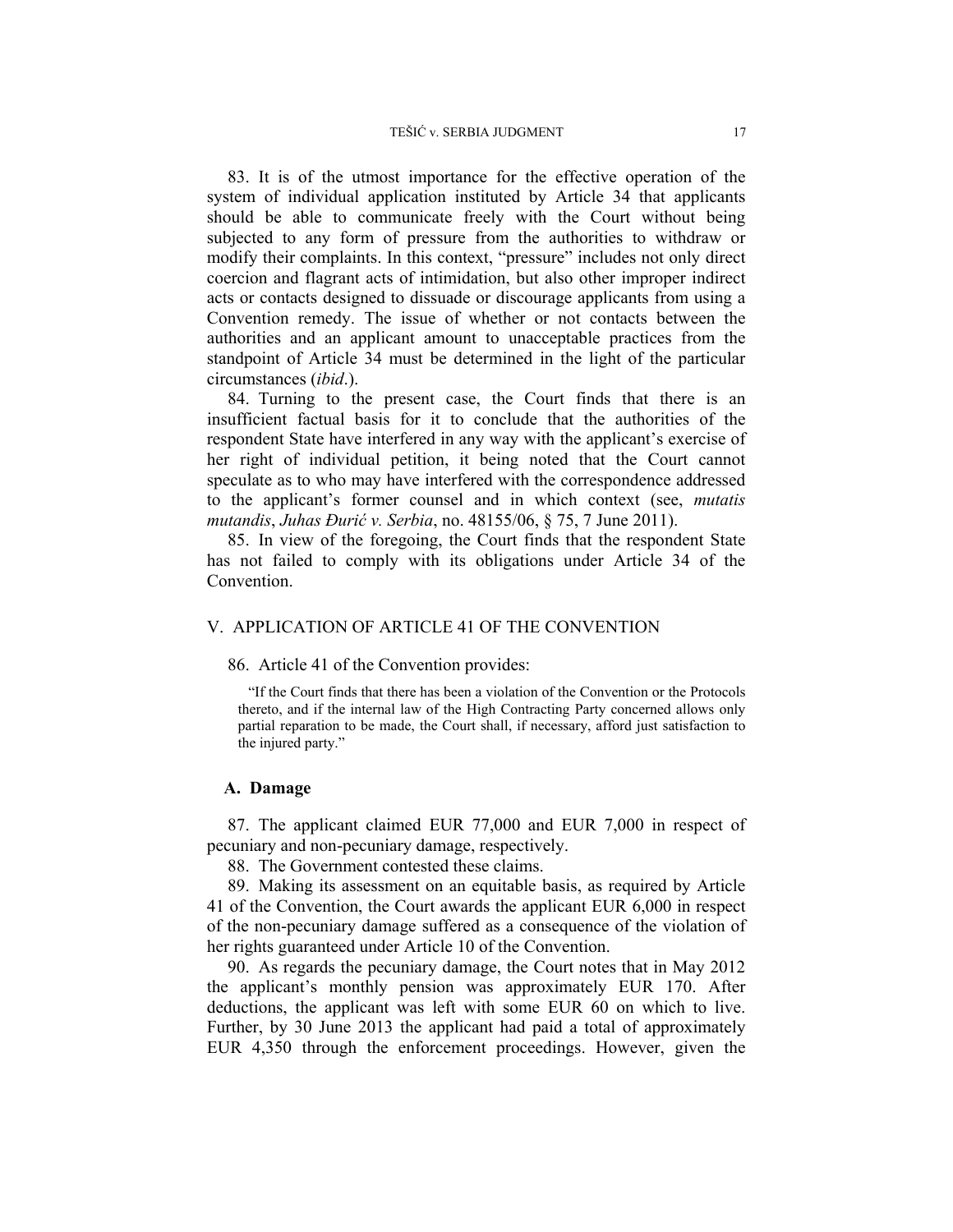83. It is of the utmost importance for the effective operation of the system of individual application instituted by Article 34 that applicants should be able to communicate freely with the Court without being subjected to any form of pressure from the authorities to withdraw or modify their complaints. In this context, "pressure" includes not only direct coercion and flagrant acts of intimidation, but also other improper indirect acts or contacts designed to dissuade or discourage applicants from using a Convention remedy. The issue of whether or not contacts between the authorities and an applicant amount to unacceptable practices from the standpoint of Article 34 must be determined in the light of the particular circumstances (*ibid*.).

84. Turning to the present case, the Court finds that there is an insufficient factual basis for it to conclude that the authorities of the respondent State have interfered in any way with the applicant's exercise of her right of individual petition, it being noted that the Court cannot speculate as to who may have interfered with the correspondence addressed to the applicant's former counsel and in which context (see, *mutatis mutandis*, *Juhas Đurić v. Serbia*, no. 48155/06, § 75, 7 June 2011).

85. In view of the foregoing, the Court finds that the respondent State has not failed to comply with its obligations under Article 34 of the Convention.

## V. APPLICATION OF ARTICLE 41 OF THE CONVENTION

86. Article 41 of the Convention provides:

> "If the Court finds that there has been a violation of the Convention or the Protocols thereto, and if the internal law of the High Contracting Party concerned allows only partial reparation to be made, the Court shall, if necessary, afford just satisfaction to the injured party."

### A. Damage

87. The applicant claimed EUR 77,000 and EUR 7,000 in respect of pecuniary and non-pecuniary damage, respectively.

88. The Government contested these claims.

89. Making its assessment on an equitable basis, as required by Article 41 of the Convention, the Court awards the applicant EUR 6,000 in respect of the non-pecuniary damage suffered as a consequence of the violation of her rights guaranteed under Article 10 of the Convention.

90. As regards the pecuniary damage, the Court notes that in May 2012 the applicant's monthly pension was approximately EUR 170. After deductions, the applicant was left with some EUR 60 on which to live. Further, by 30 June 2013 the applicant had paid a total of approximately EUR 4,350 through the enforcement proceedings. However, given the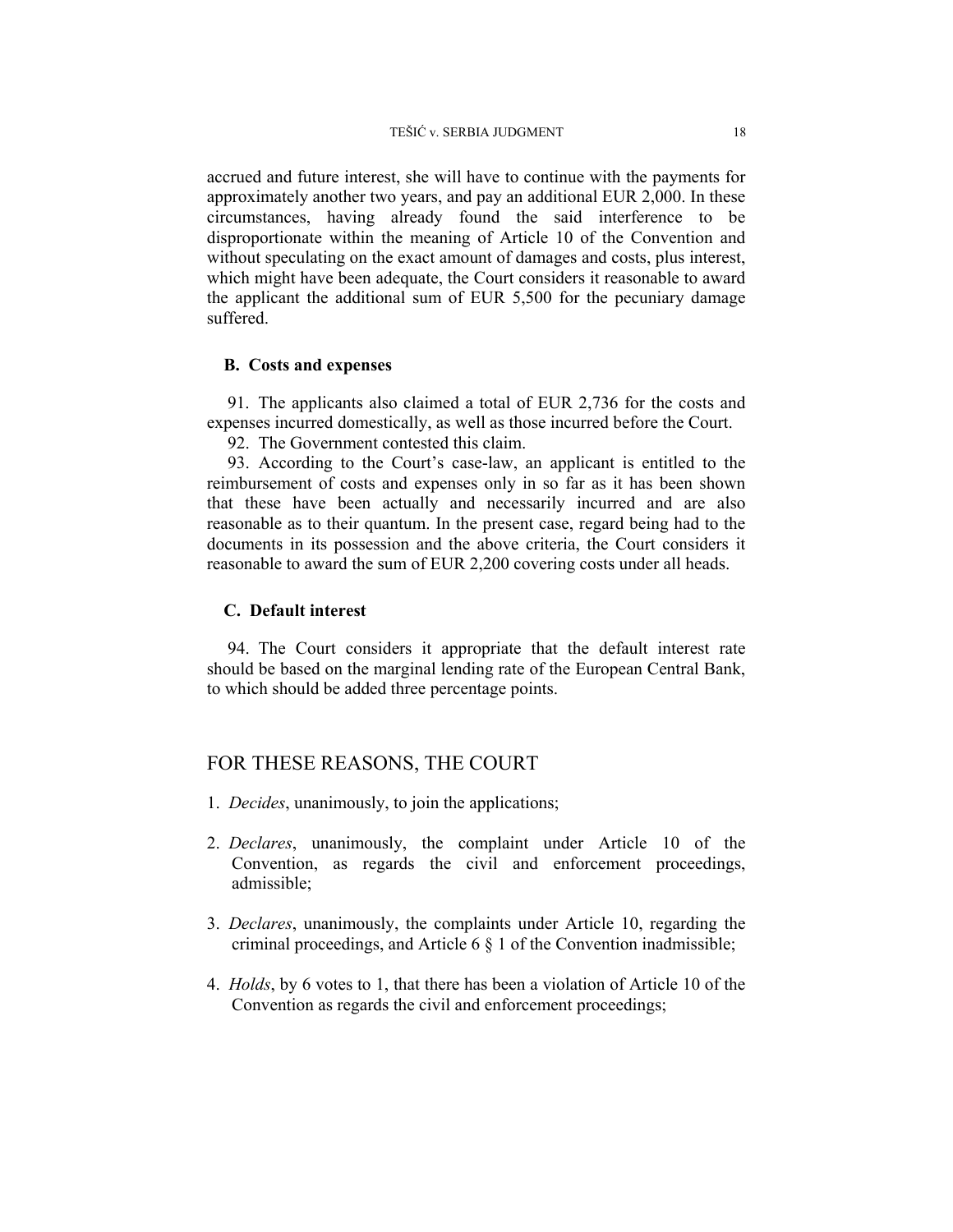accrued and future interest, she will have to continue with the payments for approximately another two years, and pay an additional EUR 2,000. In these circumstances, having already found the said interference to be disproportionate within the meaning of Article 10 of the Convention and without speculating on the exact amount of damages and costs, plus interest, which might have been adequate, the Court considers it reasonable to award the applicant the additional sum of EUR 5,500 for the pecuniary damage suffered.

### B. Costs and expenses

91. The applicants also claimed a total of EUR 2,736 for the costs and expenses incurred domestically, as well as those incurred before the Court.

92. The Government contested this claim.

93. According to the Court's case-law, an applicant is entitled to the reimbursement of costs and expenses only in so far as it has been shown that these have been actually and necessarily incurred and are also reasonable as to their quantum. In the present case, regard being had to the documents in its possession and the above criteria, the Court considers it reasonable to award the sum of EUR 2,200 covering costs under all heads.

### C. Default interest

94. The Court considers it appropriate that the default interest rate should be based on the marginal lending rate of the European Central Bank, to which should be added three percentage points.

## FOR THESE REASONS, THE COURT

1. *Decides*, unanimously, to join the applications;

2. *Declares*, unanimously, the complaint under Article 10 of the Convention, as regards the civil and enforcement proceedings, admissible;

3. *Declares*, unanimously, the complaints under Article 10, regarding the criminal proceedings, and Article 6 § 1 of the Convention inadmissible;

4. *Holds*, by 6 votes to 1, that there has been a violation of Article 10 of the Convention as regards the civil and enforcement proceedings;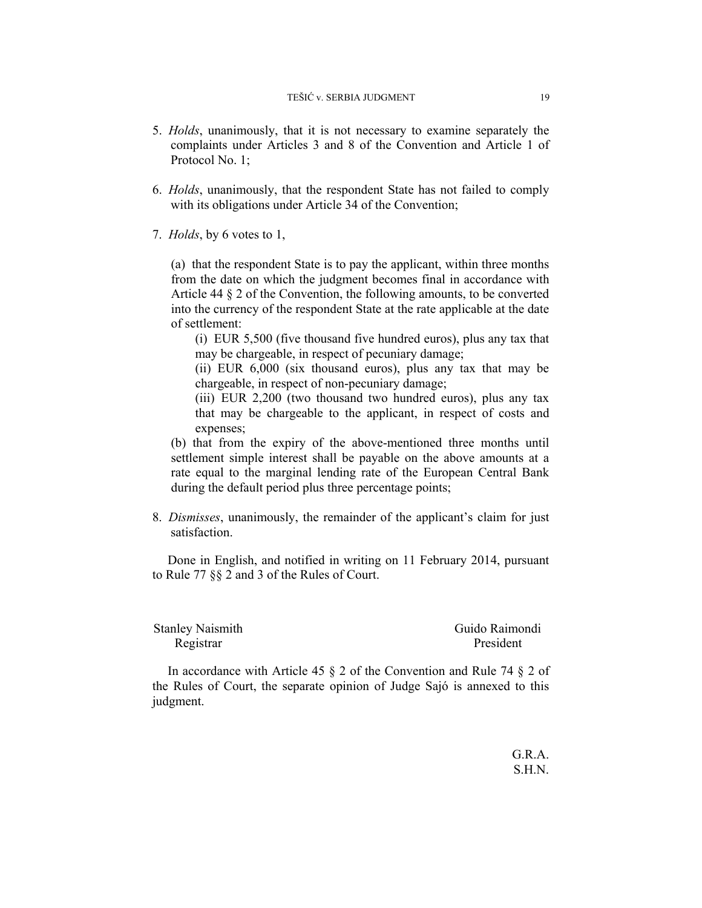5. *Holds*, unanimously, that it is not necessary to examine separately the complaints under Articles 3 and 8 of the Convention and Article 1 of Protocol No. 1;

6. *Holds*, unanimously, that the respondent State has not failed to comply with its obligations under Article 34 of the Convention;

7. *Holds*, by 6 votes to 1,

   (a) that the respondent State is to pay the applicant, within three months from the date on which the judgment becomes final in accordance with Article 44 § 2 of the Convention, the following amounts, to be converted into the currency of the respondent State at the rate applicable at the date of settlement:

      (i) EUR 5,500 (five thousand five hundred euros), plus any tax that may be chargeable, in respect of pecuniary damage;

      (ii) EUR 6,000 (six thousand euros), plus any tax that may be chargeable, in respect of non-pecuniary damage;

      (iii) EUR 2,200 (two thousand two hundred euros), plus any tax that may be chargeable to the applicant, in respect of costs and expenses;

   (b) that from the expiry of the above-mentioned three months until settlement simple interest shall be payable on the above amounts at a rate equal to the marginal lending rate of the European Central Bank during the default period plus three percentage points;

8. *Dismisses*, unanimously, the remainder of the applicant's claim for just satisfaction.

Done in English, and notified in writing on 11 February 2014, pursuant to Rule 77 §§ 2 and 3 of the Rules of Court.

Stanley Naismith
Registrar

Guido Raimondi
President

In accordance with Article 45 § 2 of the Convention and Rule 74 § 2 of the Rules of Court, the separate opinion of Judge Sajó is annexed to this judgment.

G.R.A.
S.H.N.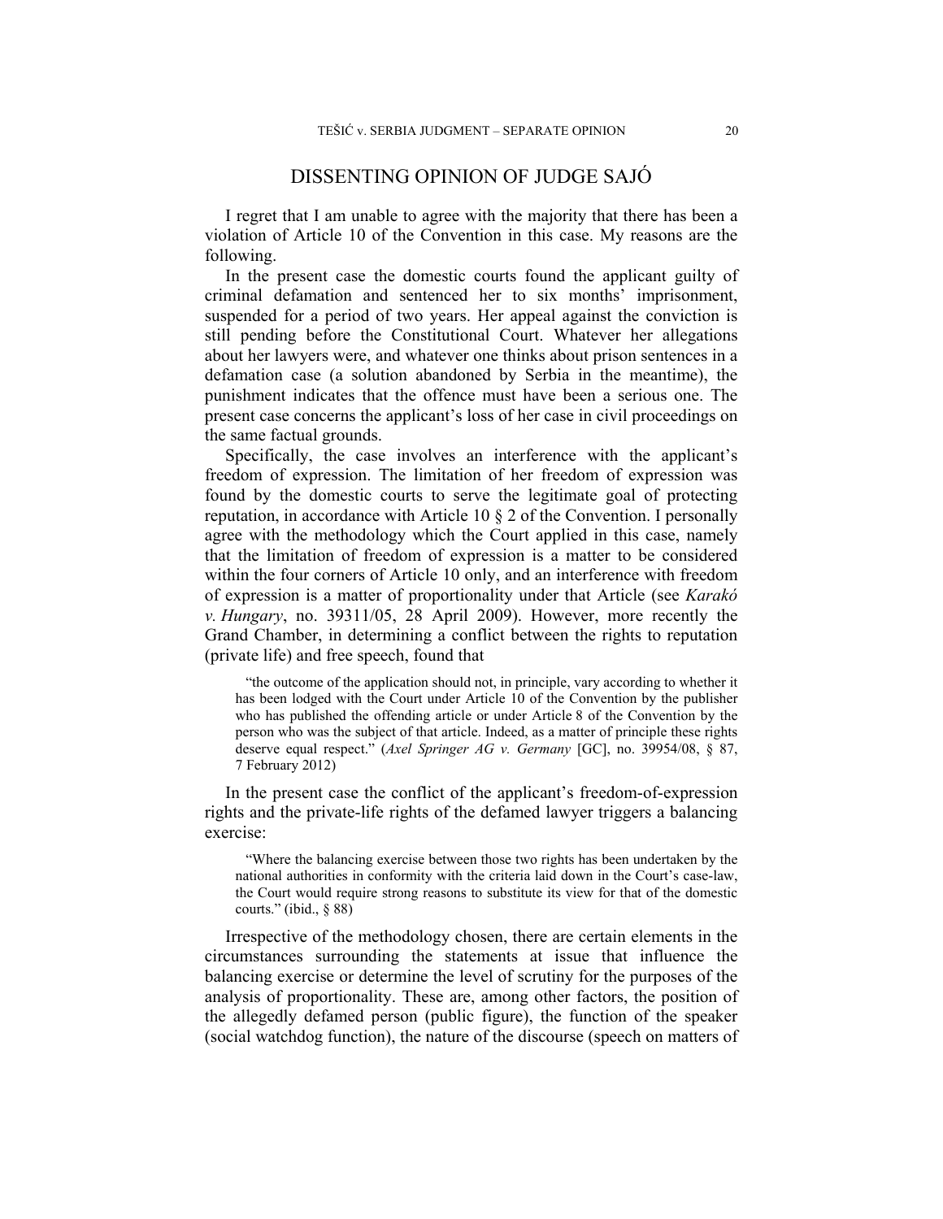## DISSENTING OPINION OF JUDGE SAJÓ

I regret that I am unable to agree with the majority that there has been a violation of Article 10 of the Convention in this case. My reasons are the following.

In the present case the domestic courts found the applicant guilty of criminal defamation and sentenced her to six months' imprisonment, suspended for a period of two years. Her appeal against the conviction is still pending before the Constitutional Court. Whatever her allegations about her lawyers were, and whatever one thinks about prison sentences in a defamation case (a solution abandoned by Serbia in the meantime), the punishment indicates that the offence must have been a serious one. The present case concerns the applicant's loss of her case in civil proceedings on the same factual grounds.

Specifically, the case involves an interference with the applicant's freedom of expression. The limitation of her freedom of expression was found by the domestic courts to serve the legitimate goal of protecting reputation, in accordance with Article 10 § 2 of the Convention. I personally agree with the methodology which the Court applied in this case, namely that the limitation of freedom of expression is a matter to be considered within the four corners of Article 10 only, and an interference with freedom of expression is a matter of proportionality under that Article (see *Karakó v. Hungary*, no. 39311/05, 28 April 2009). However, more recently the Grand Chamber, in determining a conflict between the rights to reputation (private life) and free speech, found that

> "the outcome of the application should not, in principle, vary according to whether it has been lodged with the Court under Article 10 of the Convention by the publisher who has published the offending article or under Article 8 of the Convention by the person who was the subject of that article. Indeed, as a matter of principle these rights deserve equal respect." (*Axel Springer AG v. Germany* [GC], no. 39954/08, § 87, 7 February 2012)

In the present case the conflict of the applicant's freedom-of-expression rights and the private-life rights of the defamed lawyer triggers a balancing exercise:

> "Where the balancing exercise between those two rights has been undertaken by the national authorities in conformity with the criteria laid down in the Court's case-law, the Court would require strong reasons to substitute its view for that of the domestic courts." (ibid., § 88)

Irrespective of the methodology chosen, there are certain elements in the circumstances surrounding the statements at issue that influence the balancing exercise or determine the level of scrutiny for the purposes of the analysis of proportionality. These are, among other factors, the position of the allegedly defamed person (public figure), the function of the speaker (social watchdog function), the nature of the discourse (speech on matters of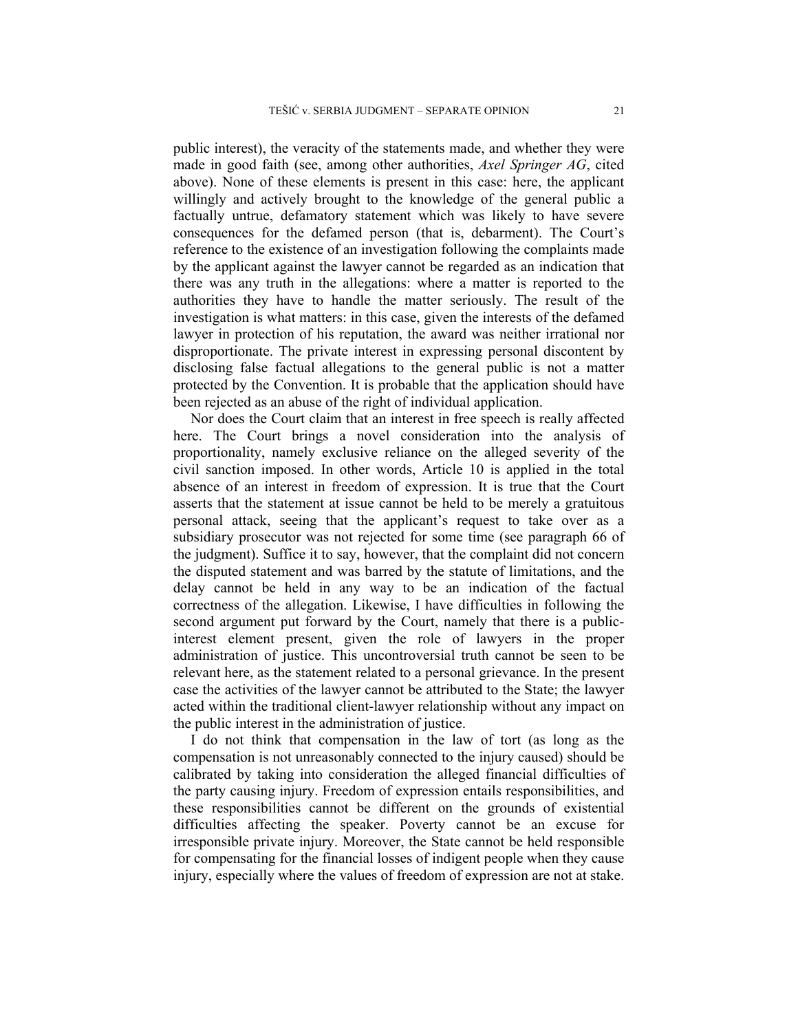public interest), the veracity of the statements made, and whether they were made in good faith (see, among other authorities, *Axel Springer AG*, cited above). None of these elements is present in this case: here, the applicant willingly and actively brought to the knowledge of the general public a factually untrue, defamatory statement which was likely to have severe consequences for the defamed person (that is, debarment). The Court's reference to the existence of an investigation following the complaints made by the applicant against the lawyer cannot be regarded as an indication that there was any truth in the allegations: where a matter is reported to the authorities they have to handle the matter seriously. The result of the investigation is what matters: in this case, given the interests of the defamed lawyer in protection of his reputation, the award was neither irrational nor disproportionate. The private interest in expressing personal discontent by disclosing false factual allegations to the general public is not a matter protected by the Convention. It is probable that the application should have been rejected as an abuse of the right of individual application.

Nor does the Court claim that an interest in free speech is really affected here. The Court brings a novel consideration into the analysis of proportionality, namely exclusive reliance on the alleged severity of the civil sanction imposed. In other words, Article 10 is applied in the total absence of an interest in freedom of expression. It is true that the Court asserts that the statement at issue cannot be held to be merely a gratuitous personal attack, seeing that the applicant's request to take over as a subsidiary prosecutor was not rejected for some time (see paragraph 66 of the judgment). Suffice it to say, however, that the complaint did not concern the disputed statement and was barred by the statute of limitations, and the delay cannot be held in any way to be an indication of the factual correctness of the allegation. Likewise, I have difficulties in following the second argument put forward by the Court, namely that there is a public-interest element present, given the role of lawyers in the proper administration of justice. This uncontroversial truth cannot be seen to be relevant here, as the statement related to a personal grievance. In the present case the activities of the lawyer cannot be attributed to the State; the lawyer acted within the traditional client-lawyer relationship without any impact on the public interest in the administration of justice.

I do not think that compensation in the law of tort (as long as the compensation is not unreasonably connected to the injury caused) should be calibrated by taking into consideration the alleged financial difficulties of the party causing injury. Freedom of expression entails responsibilities, and these responsibilities cannot be different on the grounds of existential difficulties affecting the speaker. Poverty cannot be an excuse for irresponsible private injury. Moreover, the State cannot be held responsible for compensating for the financial losses of indigent people when they cause injury, especially where the values of freedom of expression are not at stake.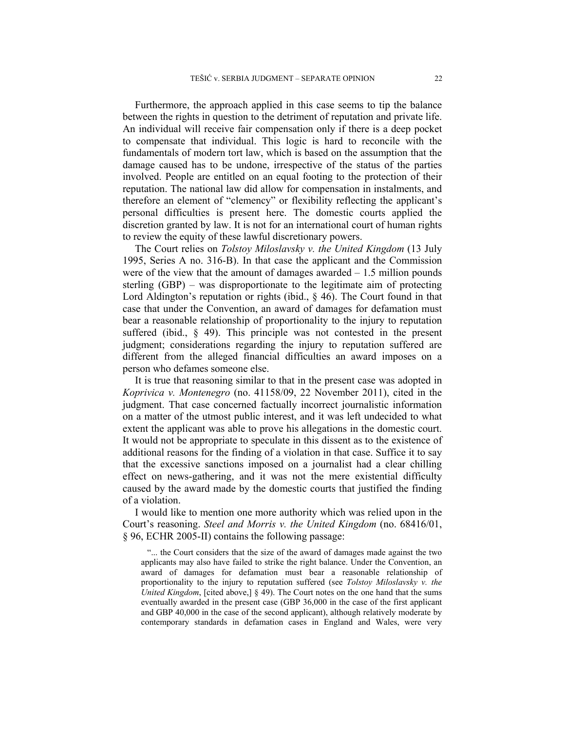Furthermore, the approach applied in this case seems to tip the balance between the rights in question to the detriment of reputation and private life. An individual will receive fair compensation only if there is a deep pocket to compensate that individual. This logic is hard to reconcile with the fundamentals of modern tort law, which is based on the assumption that the damage caused has to be undone, irrespective of the status of the parties involved. People are entitled on an equal footing to the protection of their reputation. The national law did allow for compensation in instalments, and therefore an element of "clemency" or flexibility reflecting the applicant's personal difficulties is present here. The domestic courts applied the discretion granted by law. It is not for an international court of human rights to review the equity of these lawful discretionary powers.

The Court relies on *Tolstoy Miloslavsky v. the United Kingdom* (13 July 1995, Series A no. 316-B). In that case the applicant and the Commission were of the view that the amount of damages awarded – 1.5 million pounds sterling (GBP) – was disproportionate to the legitimate aim of protecting Lord Aldington's reputation or rights (ibid., § 46). The Court found in that case that under the Convention, an award of damages for defamation must bear a reasonable relationship of proportionality to the injury to reputation suffered (ibid., § 49). This principle was not contested in the present judgment; considerations regarding the injury to reputation suffered are different from the alleged financial difficulties an award imposes on a person who defames someone else.

It is true that reasoning similar to that in the present case was adopted in *Koprivica v. Montenegro* (no. 41158/09, 22 November 2011), cited in the judgment. That case concerned factually incorrect journalistic information on a matter of the utmost public interest, and it was left undecided to what extent the applicant was able to prove his allegations in the domestic court. It would not be appropriate to speculate in this dissent as to the existence of additional reasons for the finding of a violation in that case. Suffice it to say that the excessive sanctions imposed on a journalist had a clear chilling effect on news-gathering, and it was not the mere existential difficulty caused by the award made by the domestic courts that justified the finding of a violation.

I would like to mention one more authority which was relied upon in the Court's reasoning. *Steel and Morris v. the United Kingdom* (no. 68416/01, § 96, ECHR 2005-II) contains the following passage:

> "... the Court considers that the size of the award of damages made against the two applicants may also have failed to strike the right balance. Under the Convention, an award of damages for defamation must bear a reasonable relationship of proportionality to the injury to reputation suffered (see *Tolstoy Miloslavsky v. the United Kingdom*, [cited above,] § 49). The Court notes on the one hand that the sums eventually awarded in the present case (GBP 36,000 in the case of the first applicant and GBP 40,000 in the case of the second applicant), although relatively moderate by contemporary standards in defamation cases in England and Wales, were very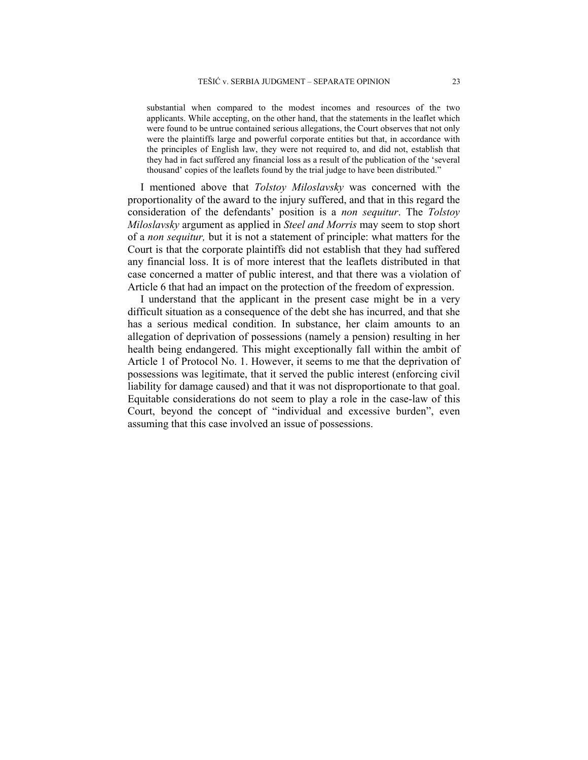> substantial when compared to the modest incomes and resources of the two applicants. While accepting, on the other hand, that the statements in the leaflet which were found to be untrue contained serious allegations, the Court observes that not only were the plaintiffs large and powerful corporate entities but that, in accordance with the principles of English law, they were not required to, and did not, establish that they had in fact suffered any financial loss as a result of the publication of the 'several thousand' copies of the leaflets found by the trial judge to have been distributed."

I mentioned above that *Tolstoy Miloslavsky* was concerned with the proportionality of the award to the injury suffered, and that in this regard the consideration of the defendants' position is a *non sequitur*. The *Tolstoy Miloslavsky* argument as applied in *Steel and Morris* may seem to stop short of a *non sequitur,* but it is not a statement of principle: what matters for the Court is that the corporate plaintiffs did not establish that they had suffered any financial loss. It is of more interest that the leaflets distributed in that case concerned a matter of public interest, and that there was a violation of Article 6 that had an impact on the protection of the freedom of expression.

I understand that the applicant in the present case might be in a very difficult situation as a consequence of the debt she has incurred, and that she has a serious medical condition. In substance, her claim amounts to an allegation of deprivation of possessions (namely a pension) resulting in her health being endangered. This might exceptionally fall within the ambit of Article 1 of Protocol No. 1. However, it seems to me that the deprivation of possessions was legitimate, that it served the public interest (enforcing civil liability for damage caused) and that it was not disproportionate to that goal. Equitable considerations do not seem to play a role in the case-law of this Court, beyond the concept of "individual and excessive burden", even assuming that this case involved an issue of possessions.